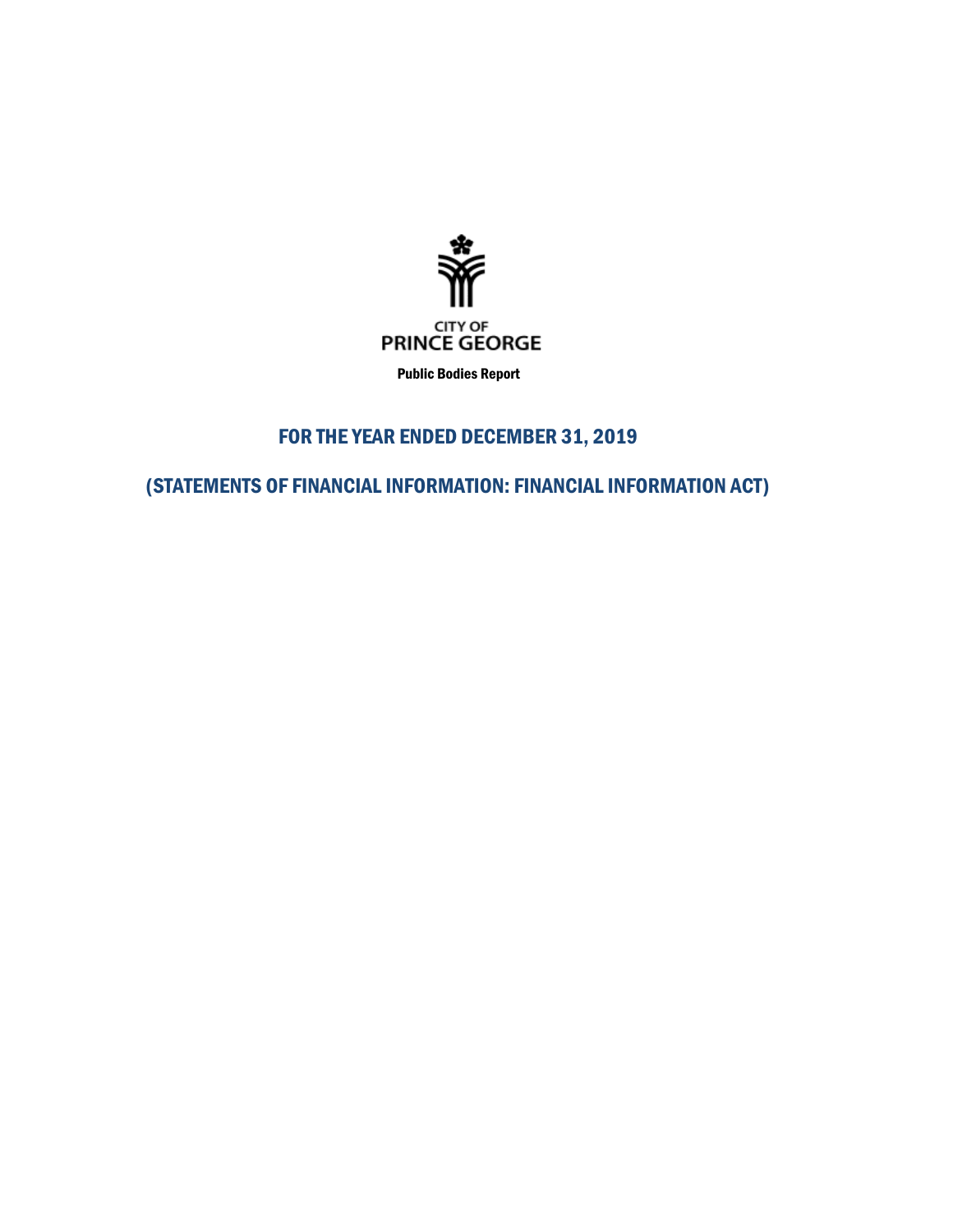CITY OF
PRINCE GEORGE

Public Bodies Report

# FOR THE YEAR ENDED DECEMBER 31, 2019

## (STATEMENTS OF FINANCIAL INFORMATION: FINANCIAL INFORMATION ACT)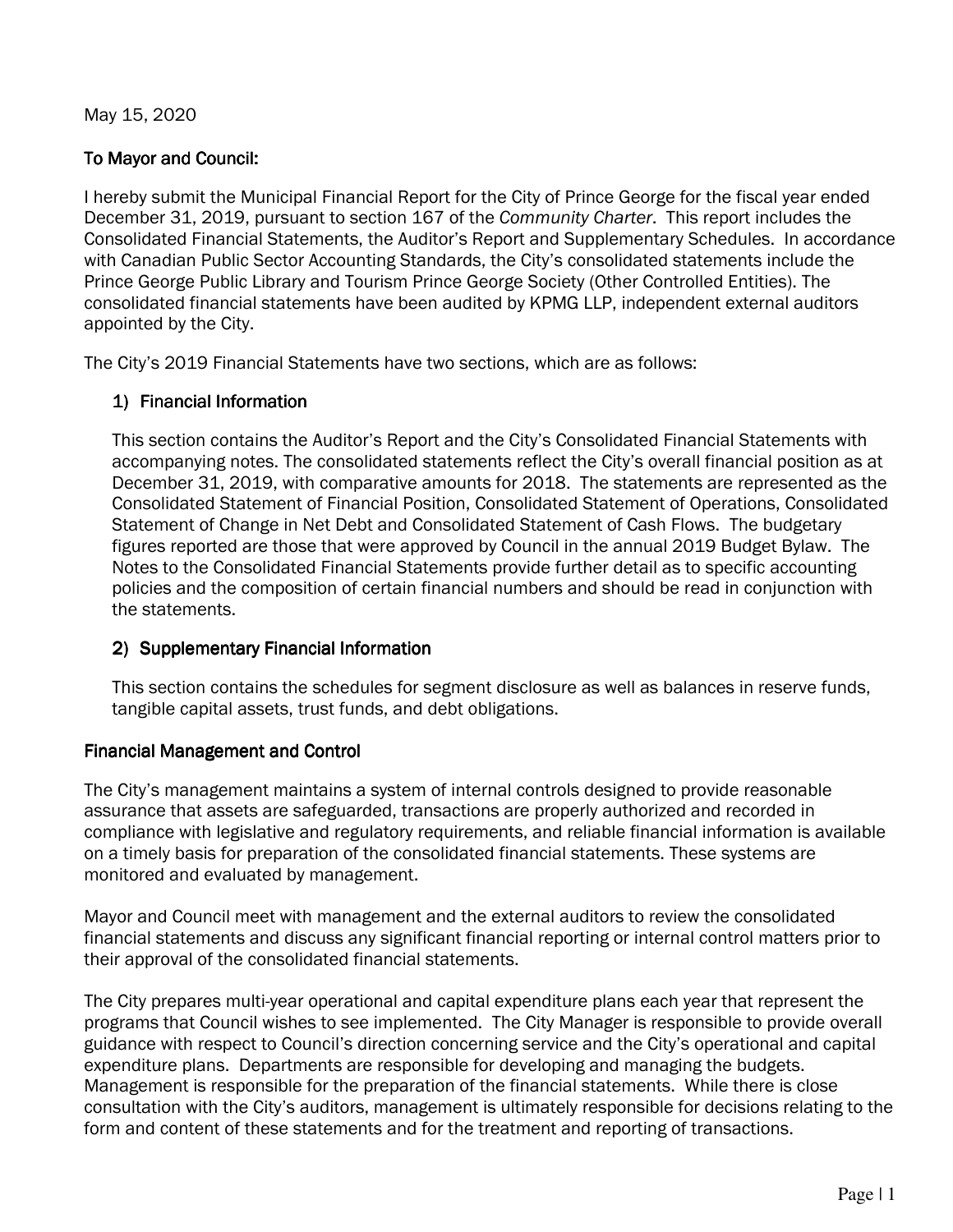May 15, 2020

**To Mayor and Council:**

I hereby submit the Municipal Financial Report for the City of Prince George for the fiscal year ended December 31, 2019, pursuant to section 167 of the *Community Charter*. This report includes the Consolidated Financial Statements, the Auditor's Report and Supplementary Schedules. In accordance with Canadian Public Sector Accounting Standards, the City's consolidated statements include the Prince George Public Library and Tourism Prince George Society (Other Controlled Entities). The consolidated financial statements have been audited by KPMG LLP, independent external auditors appointed by the City.

The City's 2019 Financial Statements have two sections, which are as follows:

1) **Financial Information**

   This section contains the Auditor's Report and the City's Consolidated Financial Statements with accompanying notes. The consolidated statements reflect the City's overall financial position as at December 31, 2019, with comparative amounts for 2018. The statements are represented as the Consolidated Statement of Financial Position, Consolidated Statement of Operations, Consolidated Statement of Change in Net Debt and Consolidated Statement of Cash Flows. The budgetary figures reported are those that were approved by Council in the annual 2019 Budget Bylaw. The Notes to the Consolidated Financial Statements provide further detail as to specific accounting policies and the composition of certain financial numbers and should be read in conjunction with the statements.

2) **Supplementary Financial Information**

   This section contains the schedules for segment disclosure as well as balances in reserve funds, tangible capital assets, trust funds, and debt obligations.

## Financial Management and Control

The City's management maintains a system of internal controls designed to provide reasonable assurance that assets are safeguarded, transactions are properly authorized and recorded in compliance with legislative and regulatory requirements, and reliable financial information is available on a timely basis for preparation of the consolidated financial statements. These systems are monitored and evaluated by management.

Mayor and Council meet with management and the external auditors to review the consolidated financial statements and discuss any significant financial reporting or internal control matters prior to their approval of the consolidated financial statements.

The City prepares multi-year operational and capital expenditure plans each year that represent the programs that Council wishes to see implemented. The City Manager is responsible to provide overall guidance with respect to Council's direction concerning service and the City's operational and capital expenditure plans. Departments are responsible for developing and managing the budgets. Management is responsible for the preparation of the financial statements. While there is close consultation with the City's auditors, management is ultimately responsible for decisions relating to the form and content of these statements and for the treatment and reporting of transactions.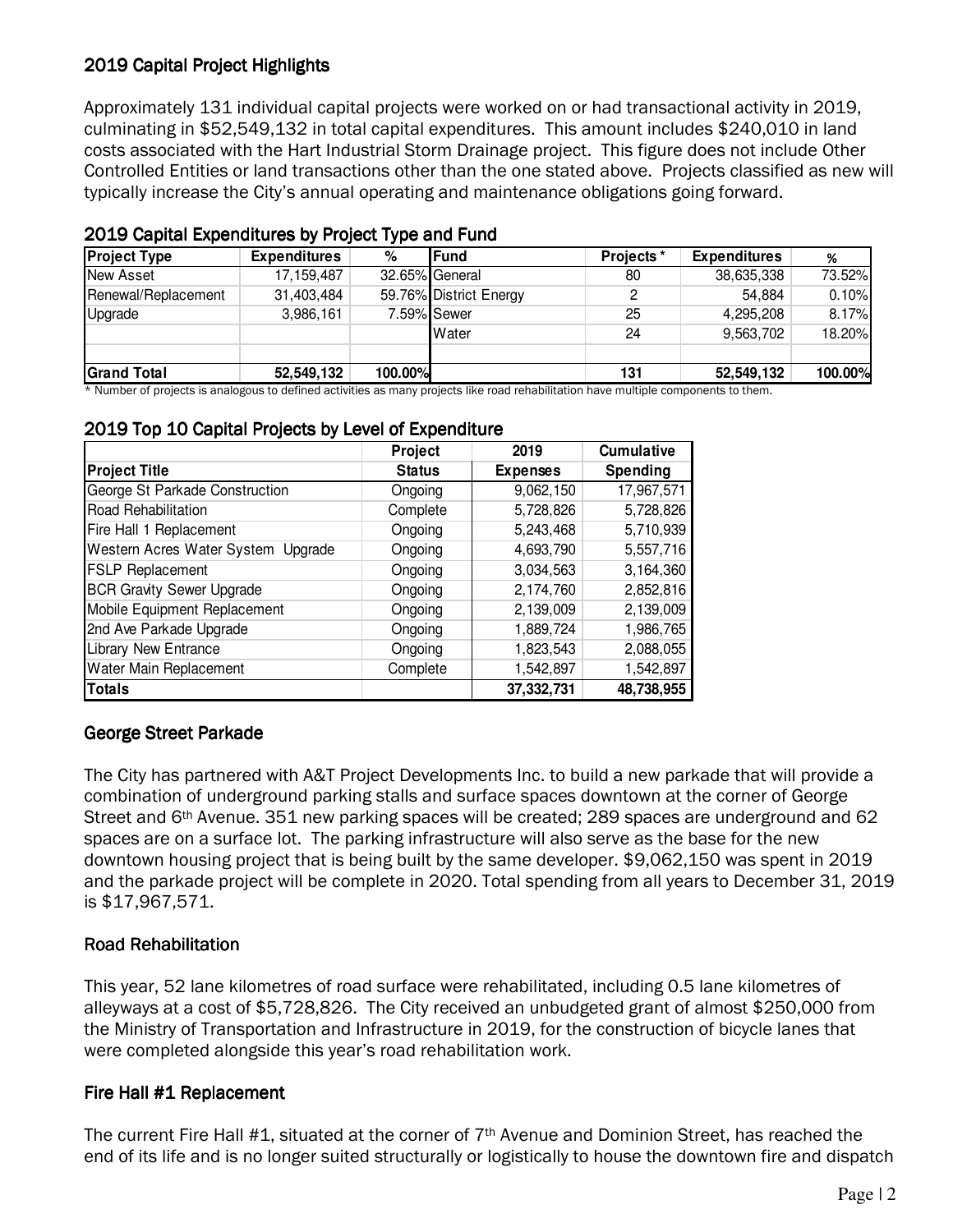## 2019 Capital Project Highlights

Approximately 131 individual capital projects were worked on or had transactional activity in 2019, culminating in $52,549,132 in total capital expenditures. This amount includes $240,010 in land costs associated with the Hart Industrial Storm Drainage project. This figure does not include Other Controlled Entities or land transactions other than the one stated above. Projects classified as new will typically increase the City's annual operating and maintenance obligations going forward.

### 2019 Capital Expenditures by Project Type and Fund

| Project Type | Expenditures | % | Fund | Projects * | Expenditures | % |
|---|---|---|---|---|---|---|
| New Asset | 17,159,487 | 32.65% | General | 80 | 38,635,338 | 73.52% |
| Renewal/Replacement | 31,403,484 | 59.76% | District Energy | 2 | 54,884 | 0.10% |
| Upgrade | 3,986,161 | 7.59% | Sewer | 25 | 4,295,208 | 8.17% |
| | | | Water | 24 | 9,563,702 | 18.20% |
| | | | | | | |
| **Grand Total** | **52,549,132** | **100.00%** | | **131** | **52,549,132** | **100.00%** |

\* Number of projects is analogous to defined activities as many projects like road rehabilitation have multiple components to them.

### 2019 Top 10 Capital Projects by Level of Expenditure

| Project Title | Project Status | 2019 Expenses | Cumulative Spending |
|---|---|---|---|
| George St Parkade Construction | Ongoing | 9,062,150 | 17,967,571 |
| Road Rehabilitation | Complete | 5,728,826 | 5,728,826 |
| Fire Hall 1 Replacement | Ongoing | 5,243,468 | 5,710,939 |
| Western Acres Water System Upgrade | Ongoing | 4,693,790 | 5,557,716 |
| FSLP Replacement | Ongoing | 3,034,563 | 3,164,360 |
| BCR Gravity Sewer Upgrade | Ongoing | 2,174,760 | 2,852,816 |
| Mobile Equipment Replacement | Ongoing | 2,139,009 | 2,139,009 |
| 2nd Ave Parkade Upgrade | Ongoing | 1,889,724 | 1,986,765 |
| Library New Entrance | Ongoing | 1,823,543 | 2,088,055 |
| Water Main Replacement | Complete | 1,542,897 | 1,542,897 |
| **Totals** | | **37,332,731** | **48,738,955** |

### George Street Parkade

The City has partnered with A&T Project Developments Inc. to build a new parkade that will provide a combination of underground parking stalls and surface spaces downtown at the corner of George Street and 6th Avenue. 351 new parking spaces will be created; 289 spaces are underground and 62 spaces are on a surface lot. The parking infrastructure will also serve as the base for the new downtown housing project that is being built by the same developer. $9,062,150 was spent in 2019 and the parkade project will be complete in 2020. Total spending from all years to December 31, 2019 is $17,967,571.

### Road Rehabilitation

This year, 52 lane kilometres of road surface were rehabilitated, including 0.5 lane kilometres of alleyways at a cost of $5,728,826. The City received an unbudgeted grant of almost $250,000 from the Ministry of Transportation and Infrastructure in 2019, for the construction of bicycle lanes that were completed alongside this year's road rehabilitation work.

### Fire Hall #1 Replacement

The current Fire Hall #1, situated at the corner of 7th Avenue and Dominion Street, has reached the end of its life and is no longer suited structurally or logistically to house the downtown fire and dispatch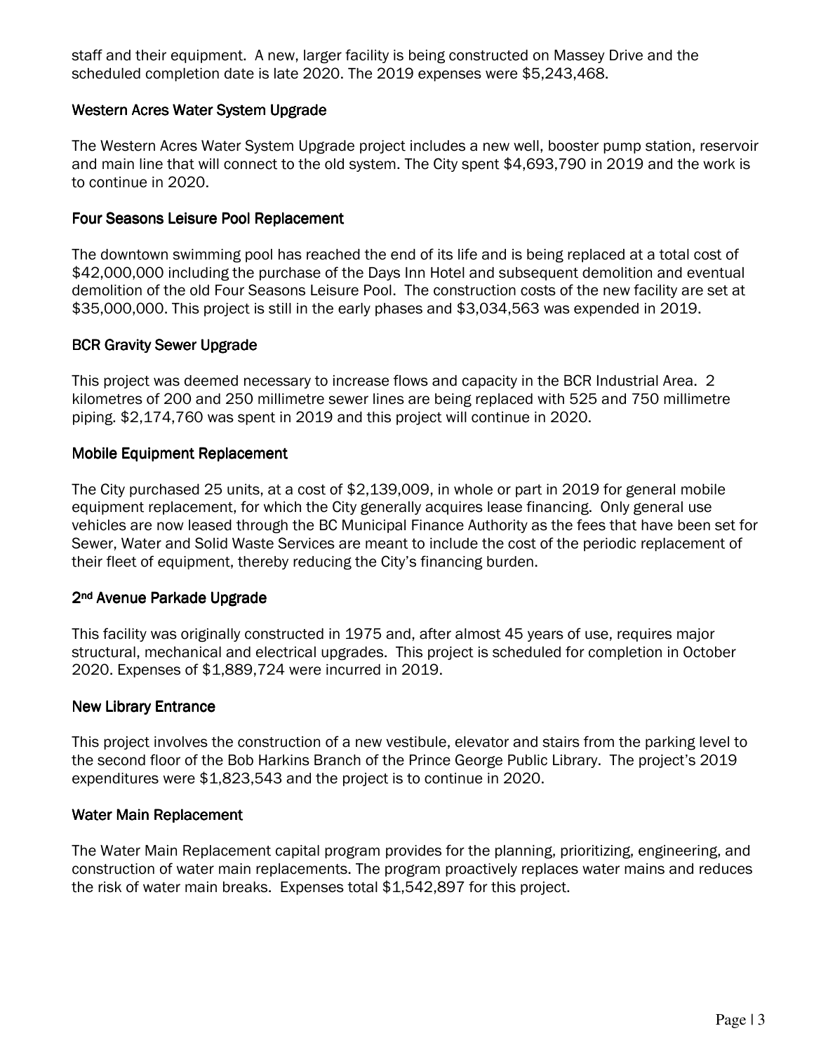staff and their equipment. A new, larger facility is being constructed on Massey Drive and the scheduled completion date is late 2020. The 2019 expenses were $5,243,468.

### Western Acres Water System Upgrade

The Western Acres Water System Upgrade project includes a new well, booster pump station, reservoir and main line that will connect to the old system. The City spent $4,693,790 in 2019 and the work is to continue in 2020.

### Four Seasons Leisure Pool Replacement

The downtown swimming pool has reached the end of its life and is being replaced at a total cost of $42,000,000 including the purchase of the Days Inn Hotel and subsequent demolition and eventual demolition of the old Four Seasons Leisure Pool. The construction costs of the new facility are set at $35,000,000. This project is still in the early phases and $3,034,563 was expended in 2019.

### BCR Gravity Sewer Upgrade

This project was deemed necessary to increase flows and capacity in the BCR Industrial Area. 2 kilometres of 200 and 250 millimetre sewer lines are being replaced with 525 and 750 millimetre piping. $2,174,760 was spent in 2019 and this project will continue in 2020.

### Mobile Equipment Replacement

The City purchased 25 units, at a cost of $2,139,009, in whole or part in 2019 for general mobile equipment replacement, for which the City generally acquires lease financing. Only general use vehicles are now leased through the BC Municipal Finance Authority as the fees that have been set for Sewer, Water and Solid Waste Services are meant to include the cost of the periodic replacement of their fleet of equipment, thereby reducing the City's financing burden.

### 2nd Avenue Parkade Upgrade

This facility was originally constructed in 1975 and, after almost 45 years of use, requires major structural, mechanical and electrical upgrades. This project is scheduled for completion in October 2020. Expenses of $1,889,724 were incurred in 2019.

### New Library Entrance

This project involves the construction of a new vestibule, elevator and stairs from the parking level to the second floor of the Bob Harkins Branch of the Prince George Public Library. The project's 2019 expenditures were $1,823,543 and the project is to continue in 2020.

### Water Main Replacement

The Water Main Replacement capital program provides for the planning, prioritizing, engineering, and construction of water main replacements. The program proactively replaces water mains and reduces the risk of water main breaks. Expenses total $1,542,897 for this project.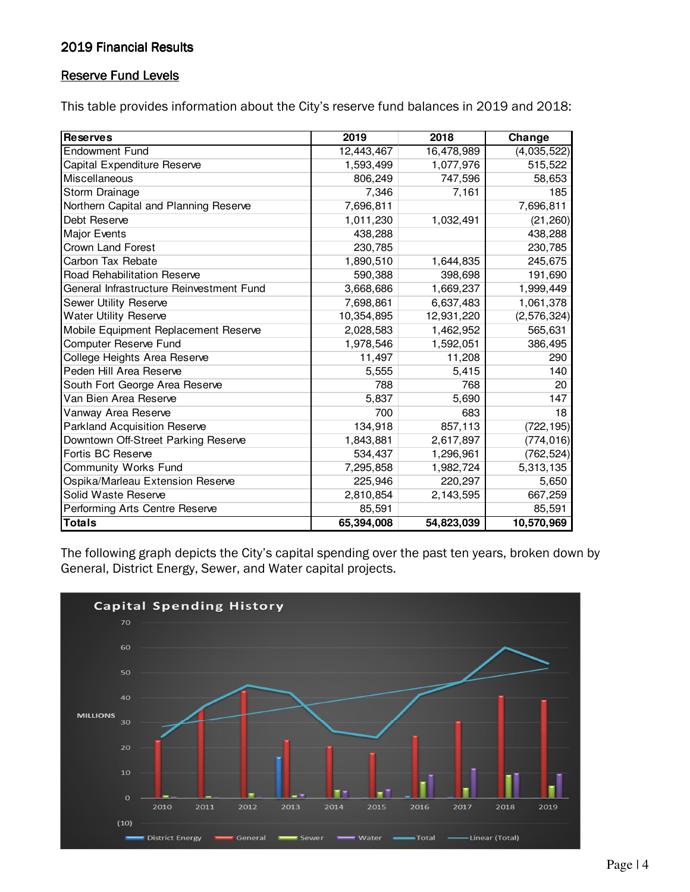## 2019 Financial Results

### Reserve Fund Levels

This table provides information about the City's reserve fund balances in 2019 and 2018:

| Reserves | 2019 | 2018 | Change |
|---|---|---|---|
| Endowment Fund | 12,443,467 | 16,478,989 | (4,035,522) |
| Capital Expenditure Reserve | 1,593,499 | 1,077,976 | 515,522 |
| Miscellaneous | 806,249 | 747,596 | 58,653 |
| Storm Drainage | 7,346 | 7,161 | 185 |
| Northern Capital and Planning Reserve | 7,696,811 | | 7,696,811 |
| Debt Reserve | 1,011,230 | 1,032,491 | (21,260) |
| Major Events | 438,288 | | 438,288 |
| Crown Land Forest | 230,785 | | 230,785 |
| Carbon Tax Rebate | 1,890,510 | 1,644,835 | 245,675 |
| Road Rehabilitation Reserve | 590,388 | 398,698 | 191,690 |
| General Infrastructure Reinvestment Fund | 3,668,686 | 1,669,237 | 1,999,449 |
| Sewer Utility Reserve | 7,698,861 | 6,637,483 | 1,061,378 |
| Water Utility Reserve | 10,354,895 | 12,931,220 | (2,576,324) |
| Mobile Equipment Replacement Reserve | 2,028,583 | 1,462,952 | 565,631 |
| Computer Reserve Fund | 1,978,546 | 1,592,051 | 386,495 |
| College Heights Area Reserve | 11,497 | 11,208 | 290 |
| Peden Hill Area Reserve | 5,555 | 5,415 | 140 |
| South Fort George Area Reserve | 788 | 768 | 20 |
| Van Bien Area Reserve | 5,837 | 5,690 | 147 |
| Vanway Area Reserve | 700 | 683 | 18 |
| Parkland Acquisition Reserve | 134,918 | 857,113 | (722,195) |
| Downtown Off-Street Parking Reserve | 1,843,881 | 2,617,897 | (774,016) |
| Fortis BC Reserve | 534,437 | 1,296,961 | (762,524) |
| Community Works Fund | 7,295,858 | 1,982,724 | 5,313,135 |
| Ospika/Marleau Extension Reserve | 225,946 | 220,297 | 5,650 |
| Solid Waste Reserve | 2,810,854 | 2,143,595 | 667,259 |
| Performing Arts Centre Reserve | 85,591 | | 85,591 |
| **Totals** | **65,394,008** | **54,823,039** | **10,570,969** |

The following graph depicts the City's capital spending over the past ten years, broken down by General, District Energy, Sewer, and Water capital projects.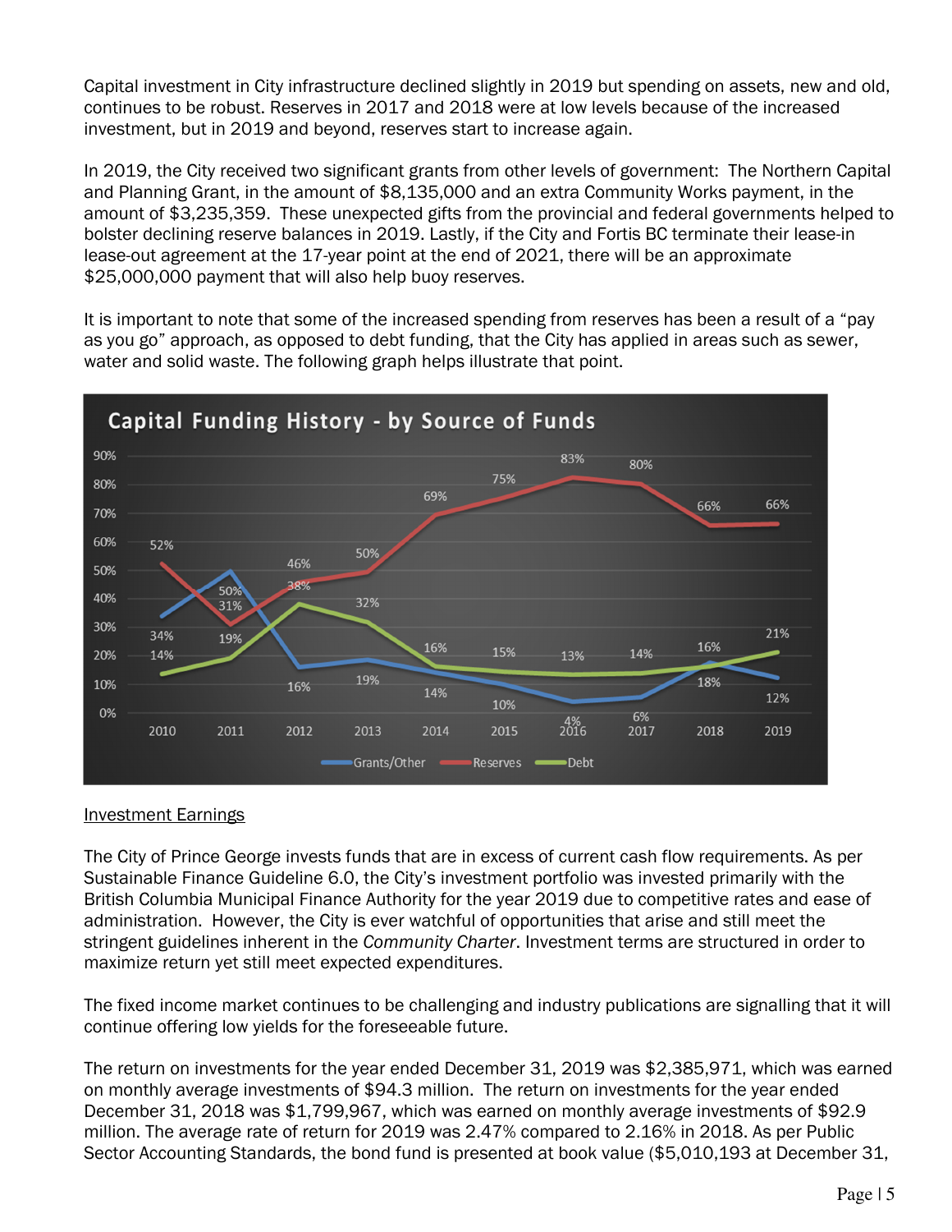Capital investment in City infrastructure declined slightly in 2019 but spending on assets, new and old, continues to be robust. Reserves in 2017 and 2018 were at low levels because of the increased investment, but in 2019 and beyond, reserves start to increase again.

In 2019, the City received two significant grants from other levels of government: The Northern Capital and Planning Grant, in the amount of $8,135,000 and an extra Community Works payment, in the amount of $3,235,359. These unexpected gifts from the provincial and federal governments helped to bolster declining reserve balances in 2019. Lastly, if the City and Fortis BC terminate their lease-in lease-out agreement at the 17-year point at the end of 2021, there will be an approximate $25,000,000 payment that will also help buoy reserves.

It is important to note that some of the increased spending from reserves has been a result of a "pay as you go" approach, as opposed to debt funding, that the City has applied in areas such as sewer, water and solid waste. The following graph helps illustrate that point.

**Capital Funding History - by Source of Funds**

| Year | Grants/Other | Reserves | Debt |
|---|---|---|---|
| 2010 | 34% | 52% | 14% |
| 2011 | 50% | 31% | 19% |
| 2012 | 16% | 46% | 38% |
| 2013 | 19% | 50% | 32% |
| 2014 | 14% | 69% | 16% |
| 2015 | 10% | 75% | 15% |
| 2016 | 4% | 83% | 13% |
| 2017 | 6% | 80% | 14% |
| 2018 | 18% | 66% | 16% |
| 2019 | 12% | 66% | 21% |

<u>Investment Earnings</u>

The City of Prince George invests funds that are in excess of current cash flow requirements. As per Sustainable Finance Guideline 6.0, the City's investment portfolio was invested primarily with the British Columbia Municipal Finance Authority for the year 2019 due to competitive rates and ease of administration. However, the City is ever watchful of opportunities that arise and still meet the stringent guidelines inherent in the *Community Charter*. Investment terms are structured in order to maximize return yet still meet expected expenditures.

The fixed income market continues to be challenging and industry publications are signalling that it will continue offering low yields for the foreseeable future.

The return on investments for the year ended December 31, 2019 was $2,385,971, which was earned on monthly average investments of $94.3 million. The return on investments for the year ended December 31, 2018 was $1,799,967, which was earned on monthly average investments of $92.9 million. The average rate of return for 2019 was 2.47% compared to 2.16% in 2018. As per Public Sector Accounting Standards, the bond fund is presented at book value ($5,010,193 at December 31,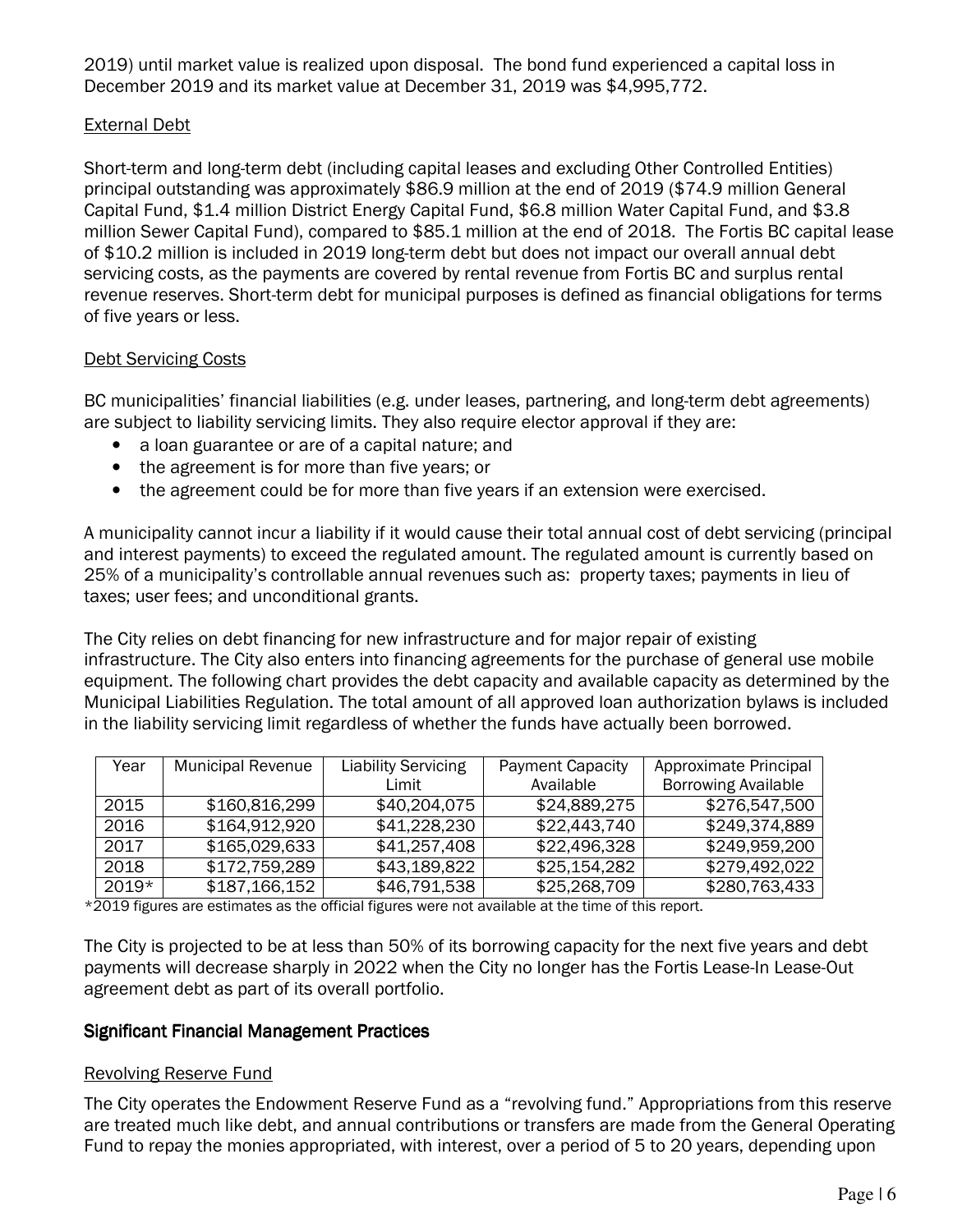2019) until market value is realized upon disposal. The bond fund experienced a capital loss in December 2019 and its market value at December 31, 2019 was $4,995,772.

### External Debt

Short-term and long-term debt (including capital leases and excluding Other Controlled Entities) principal outstanding was approximately $86.9 million at the end of 2019 ($74.9 million General Capital Fund, $1.4 million District Energy Capital Fund, $6.8 million Water Capital Fund, and $3.8 million Sewer Capital Fund), compared to $85.1 million at the end of 2018. The Fortis BC capital lease of $10.2 million is included in 2019 long-term debt but does not impact our overall annual debt servicing costs, as the payments are covered by rental revenue from Fortis BC and surplus rental revenue reserves. Short-term debt for municipal purposes is defined as financial obligations for terms of five years or less.

### Debt Servicing Costs

BC municipalities' financial liabilities (e.g. under leases, partnering, and long-term debt agreements) are subject to liability servicing limits. They also require elector approval if they are:

- a loan guarantee or are of a capital nature; and
- the agreement is for more than five years; or
- the agreement could be for more than five years if an extension were exercised.

A municipality cannot incur a liability if it would cause their total annual cost of debt servicing (principal and interest payments) to exceed the regulated amount. The regulated amount is currently based on 25% of a municipality's controllable annual revenues such as: property taxes; payments in lieu of taxes; user fees; and unconditional grants.

The City relies on debt financing for new infrastructure and for major repair of existing infrastructure. The City also enters into financing agreements for the purchase of general use mobile equipment. The following chart provides the debt capacity and available capacity as determined by the Municipal Liabilities Regulation. The total amount of all approved loan authorization bylaws is included in the liability servicing limit regardless of whether the funds have actually been borrowed.

| Year | Municipal Revenue | Liability Servicing Limit | Payment Capacity Available | Approximate Principal Borrowing Available |
|---|---|---|---|---|
| 2015 | $160,816,299 | $40,204,075 | $24,889,275 | $276,547,500 |
| 2016 | $164,912,920 | $41,228,230 | $22,443,740 | $249,374,889 |
| 2017 | $165,029,633 | $41,257,408 | $22,496,328 | $249,959,200 |
| 2018 | $172,759,289 | $43,189,822 | $25,154,282 | $279,492,022 |
| 2019* | $187,166,152 | $46,791,538 | $25,268,709 | $280,763,433 |

*2019 figures are estimates as the official figures were not available at the time of this report.

The City is projected to be at less than 50% of its borrowing capacity for the next five years and debt payments will decrease sharply in 2022 when the City no longer has the Fortis Lease-In Lease-Out agreement debt as part of its overall portfolio.

## Significant Financial Management Practices

### Revolving Reserve Fund

The City operates the Endowment Reserve Fund as a "revolving fund." Appropriations from this reserve are treated much like debt, and annual contributions or transfers are made from the General Operating Fund to repay the monies appropriated, with interest, over a period of 5 to 20 years, depending upon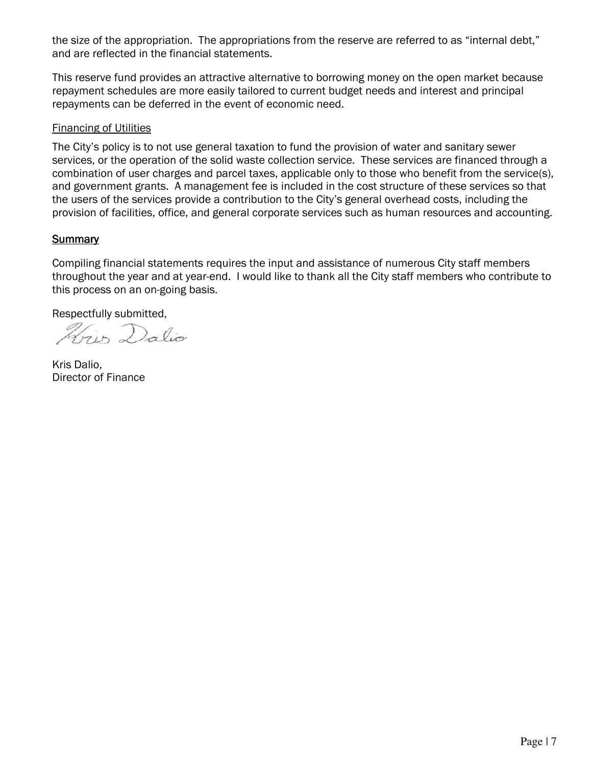the size of the appropriation. The appropriations from the reserve are referred to as "internal debt," and are reflected in the financial statements.

This reserve fund provides an attractive alternative to borrowing money on the open market because repayment schedules are more easily tailored to current budget needs and interest and principal repayments can be deferred in the event of economic need.

Financing of Utilities

The City's policy is to not use general taxation to fund the provision of water and sanitary sewer services, or the operation of the solid waste collection service. These services are financed through a combination of user charges and parcel taxes, applicable only to those who benefit from the service(s), and government grants. A management fee is included in the cost structure of these services so that the users of the services provide a contribution to the City's general overhead costs, including the provision of facilities, office, and general corporate services such as human resources and accounting.

## Summary

Compiling financial statements requires the input and assistance of numerous City staff members throughout the year and at year-end. I would like to thank all the City staff members who contribute to this process on an on-going basis.

Respectfully submitted,

Kris Dalio,
Director of Finance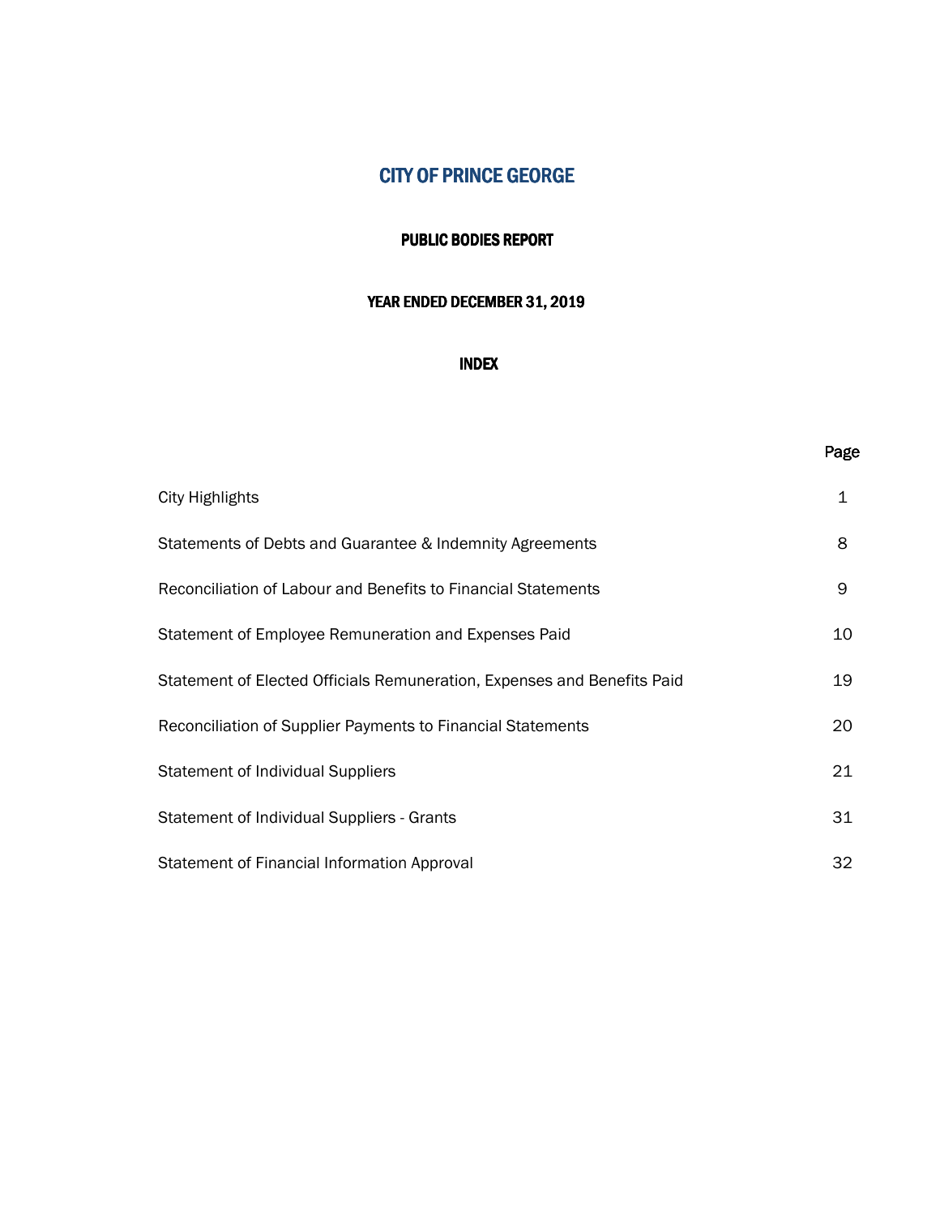# CITY OF PRINCE GEORGE

## PUBLIC BODIES REPORT

### YEAR ENDED DECEMBER 31, 2019

### INDEX

| | Page |
|---|---|
| City Highlights | 1 |
| Statements of Debts and Guarantee & Indemnity Agreements | 8 |
| Reconciliation of Labour and Benefits to Financial Statements | 9 |
| Statement of Employee Remuneration and Expenses Paid | 10 |
| Statement of Elected Officials Remuneration, Expenses and Benefits Paid | 19 |
| Reconciliation of Supplier Payments to Financial Statements | 20 |
| Statement of Individual Suppliers | 21 |
| Statement of Individual Suppliers - Grants | 31 |
| Statement of Financial Information Approval | 32 |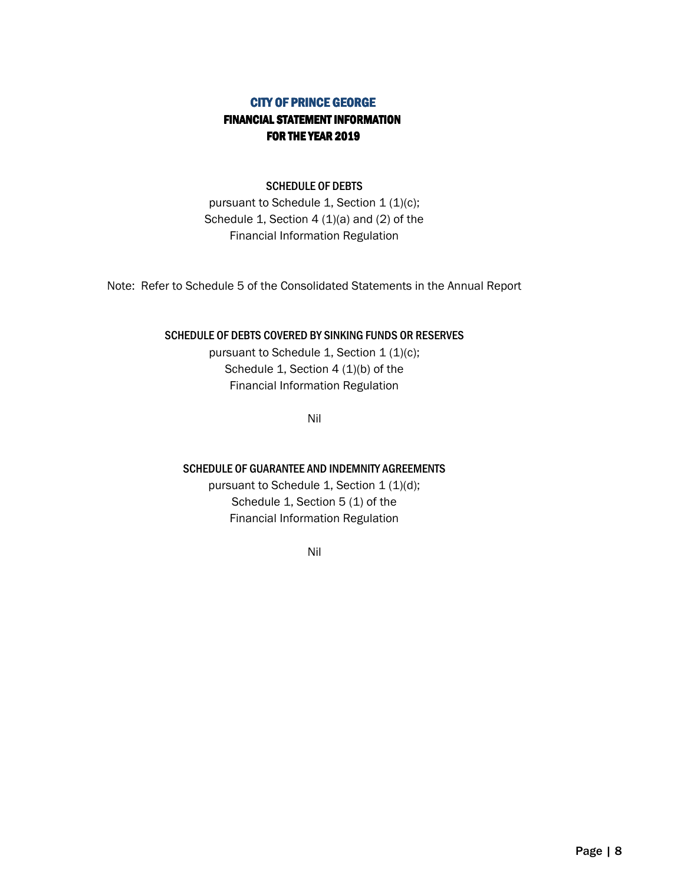# CITY OF PRINCE GEORGE
## FINANCIAL STATEMENT INFORMATION
## FOR THE YEAR 2019

### SCHEDULE OF DEBTS

pursuant to Schedule 1, Section 1 (1)(c);
Schedule 1, Section 4 (1)(a) and (2) of the
Financial Information Regulation

Note: Refer to Schedule 5 of the Consolidated Statements in the Annual Report

### SCHEDULE OF DEBTS COVERED BY SINKING FUNDS OR RESERVES

pursuant to Schedule 1, Section 1 (1)(c);
Schedule 1, Section 4 (1)(b) of the
Financial Information Regulation

Nil

### SCHEDULE OF GUARANTEE AND INDEMNITY AGREEMENTS

pursuant to Schedule 1, Section 1 (1)(d);
Schedule 1, Section 5 (1) of the
Financial Information Regulation

Nil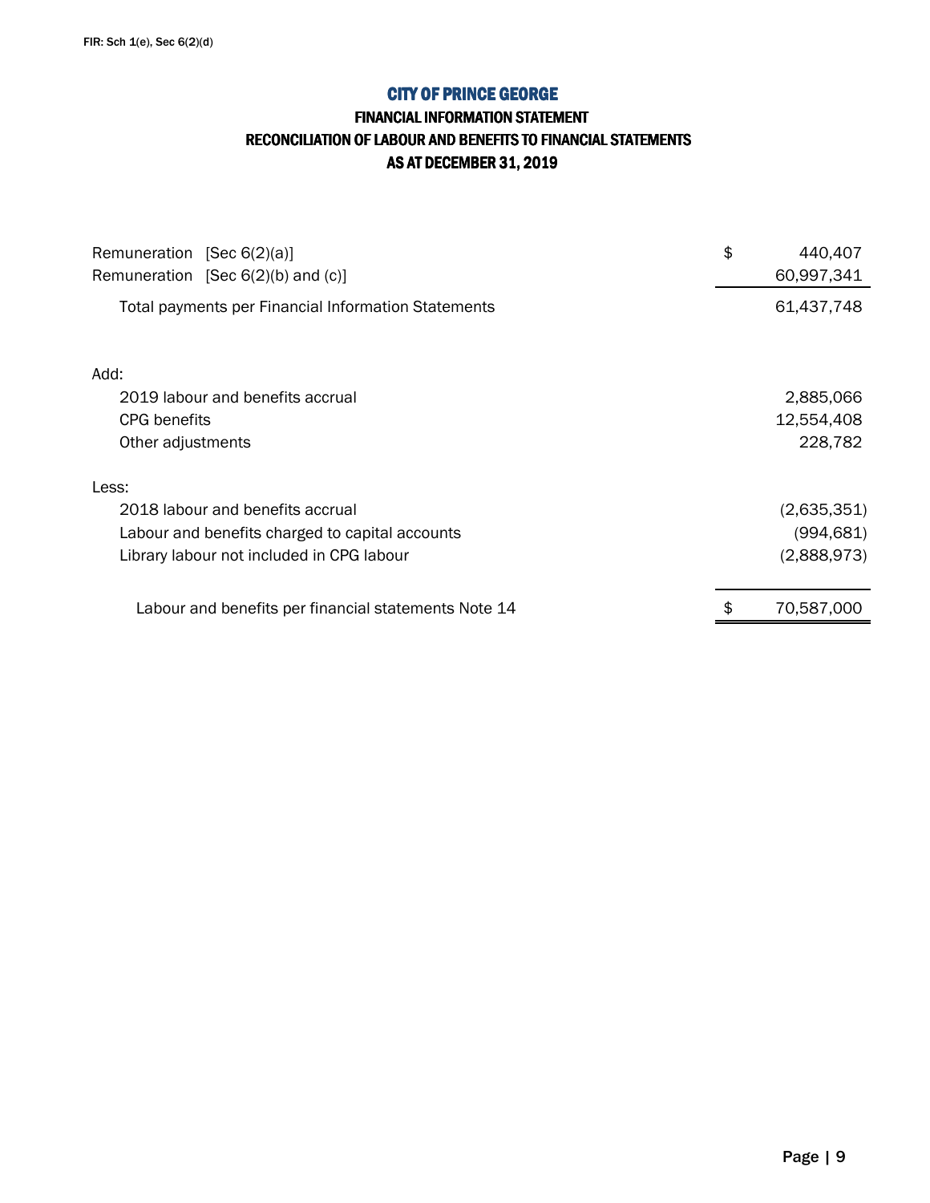FIR: Sch 1(e), Sec 6(2)(d)

# CITY OF PRINCE GEORGE

## FINANCIAL INFORMATION STATEMENT
## RECONCILIATION OF LABOUR AND BENEFITS TO FINANCIAL STATEMENTS
## AS AT DECEMBER 31, 2019

| | | |
|---|---|---|
| Remuneration [Sec 6(2)(a)] | $ | 440,407 |
| Remuneration [Sec 6(2)(b) and (c)] | | 60,997,341 |
| Total payments per Financial Information Statements | | 61,437,748 |
| | | |
| Add: | | |
| 2019 labour and benefits accrual | | 2,885,066 |
| CPG benefits | | 12,554,408 |
| Other adjustments | | 228,782 |
| | | |
| Less: | | |
| 2018 labour and benefits accrual | | (2,635,351) |
| Labour and benefits charged to capital accounts | | (994,681) |
| Library labour not included in CPG labour | | (2,888,973) |
| | | |
| Labour and benefits per financial statements Note 14 | $ | 70,587,000 |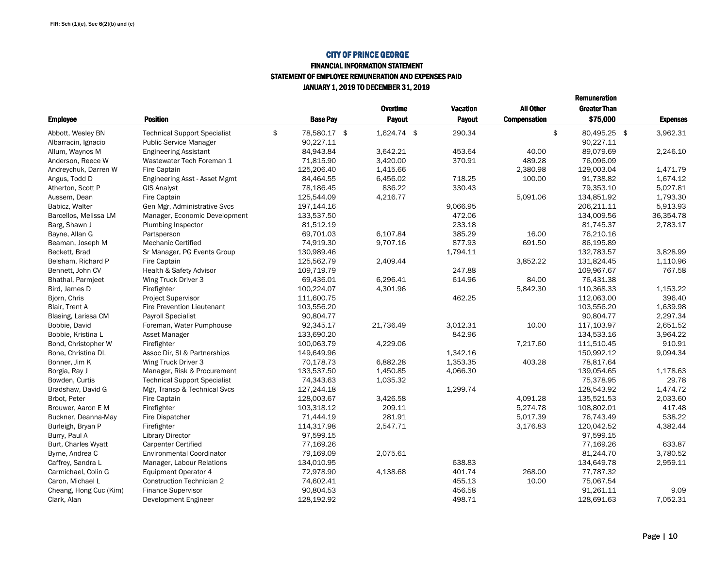FIR: Sch (1)(e), Sec 6(2)(b) and (c)

# CITY OF PRINCE GEORGE

## FINANCIAL INFORMATION STATEMENT

### STATEMENT OF EMPLOYEE REMUNERATION AND EXPENSES PAID

### JANUARY 1, 2019 TO DECEMBER 31, 2019

| Employee | Position | Base Pay | Overtime Payout | Vacation Payout | All Other Compensation | Remuneration Greater Than $75,000 | Expenses |
|---|---|---|---|---|---|---|---|
| Abbott, Wesley BN | Technical Support Specialist | $ 78,580.17 | $ 1,624.74 | $ 290.34 | | $ 80,495.25 | $ 3,962.31 |
| Albarracin, Ignacio | Public Service Manager | 90,227.11 | | | | 90,227.11 | |
| Allum, Waynos M | Engineering Assistant | 84,943.84 | 3,642.21 | 453.64 | 40.00 | 89,079.69 | 2,246.10 |
| Anderson, Reece W | Wastewater Tech Foreman 1 | 71,815.90 | 3,420.00 | 370.91 | 489.28 | 76,096.09 | |
| Andreychuk, Darren W | Fire Captain | 125,206.40 | 1,415.66 | | 2,380.98 | 129,003.04 | 1,471.79 |
| Angus, Todd D | Engineering Asst - Asset Mgmt | 84,464.55 | 6,456.02 | 718.25 | 100.00 | 91,738.82 | 1,674.12 |
| Atherton, Scott P | GIS Analyst | 78,186.45 | 836.22 | 330.43 | | 79,353.10 | 5,027.81 |
| Aussem, Dean | Fire Captain | 125,544.09 | 4,216.77 | | 5,091.06 | 134,851.92 | 1,793.30 |
| Babicz, Walter | Gen Mgr, Administrative Svcs | 197,144.16 | | 9,066.95 | | 206,211.11 | 5,913.93 |
| Barcellos, Melissa LM | Manager, Economic Development | 133,537.50 | | 472.06 | | 134,009.56 | 36,354.78 |
| Barg, Shawn J | Plumbing Inspector | 81,512.19 | | 233.18 | | 81,745.37 | 2,783.17 |
| Bayne, Allan G | Partsperson | 69,701.03 | 6,107.84 | 385.29 | 16.00 | 76,210.16 | |
| Beaman, Joseph M | Mechanic Certified | 74,919.30 | 9,707.16 | 877.93 | 691.50 | 86,195.89 | |
| Beckett, Brad | Sr Manager, PG Events Group | 130,989.46 | | 1,794.11 | | 132,783.57 | 3,828.99 |
| Belsham, Richard P | Fire Captain | 125,562.79 | 2,409.44 | | 3,852.22 | 131,824.45 | 1,110.96 |
| Bennett, John CV | Health & Safety Advisor | 109,719.79 | | 247.88 | | 109,967.67 | 767.58 |
| Bhathal, Parmjeet | Wing Truck Driver 3 | 69,436.01 | 6,296.41 | 614.96 | 84.00 | 76,431.38 | |
| Bird, James D | Firefighter | 100,224.07 | 4,301.96 | | 5,842.30 | 110,368.33 | 1,153.22 |
| Bjorn, Chris | Project Supervisor | 111,600.75 | | 462.25 | | 112,063.00 | 396.40 |
| Blair, Trent A | Fire Prevention Lieutenant | 103,556.20 | | | | 103,556.20 | 1,639.98 |
| Blasing, Larissa CM | Payroll Specialist | 90,804.77 | | | | 90,804.77 | 2,297.34 |
| Bobbie, David | Foreman, Water Pumphouse | 92,345.17 | 21,736.49 | 3,012.31 | 10.00 | 117,103.97 | 2,651.52 |
| Bobbie, Kristina L | Asset Manager | 133,690.20 | | 842.96 | | 134,533.16 | 3,964.22 |
| Bond, Christopher W | Firefighter | 100,063.79 | 4,229.06 | | 7,217.60 | 111,510.45 | 910.91 |
| Bone, Christina DL | Assoc Dir, SI & Partnerships | 149,649.96 | | 1,342.16 | | 150,992.12 | 9,094.34 |
| Bonner, Jim K | Wing Truck Driver 3 | 70,178.73 | 6,882.28 | 1,353.35 | 403.28 | 78,817.64 | |
| Borgia, Ray J | Manager, Risk & Procurement | 133,537.50 | 1,450.85 | 4,066.30 | | 139,054.65 | 1,178.63 |
| Bowden, Curtis | Technical Support Specialist | 74,343.63 | 1,035.32 | | | 75,378.95 | 29.78 |
| Bradshaw, David G | Mgr, Transp & Technical Svcs | 127,244.18 | | 1,299.74 | | 128,543.92 | 1,474.72 |
| Brbot, Peter | Fire Captain | 128,003.67 | 3,426.58 | | 4,091.28 | 135,521.53 | 2,033.60 |
| Brouwer, Aaron E M | Firefighter | 103,318.12 | 209.11 | | 5,274.78 | 108,802.01 | 417.48 |
| Buckner, Deanna-May | Fire Dispatcher | 71,444.19 | 281.91 | | 5,017.39 | 76,743.49 | 538.22 |
| Burleigh, Bryan P | Firefighter | 114,317.98 | 2,547.71 | | 3,176.83 | 120,042.52 | 4,382.44 |
| Burry, Paul A | Library Director | 97,599.15 | | | | 97,599.15 | |
| Burt, Charles Wyatt | Carpenter Certified | 77,169.26 | | | | 77,169.26 | 633.87 |
| Byrne, Andrea C | Environmental Coordinator | 79,169.09 | 2,075.61 | | | 81,244.70 | 3,780.52 |
| Caffrey, Sandra L | Manager, Labour Relations | 134,010.95 | | 638.83 | | 134,649.78 | 2,959.11 |
| Carmichael, Colin G | Equipment Operator 4 | 72,978.90 | 4,138.68 | 401.74 | 268.00 | 77,787.32 | |
| Caron, Michael L | Construction Technician 2 | 74,602.41 | | 455.13 | 10.00 | 75,067.54 | |
| Cheang, Hong Cuc (Kim) | Finance Supervisor | 90,804.53 | | 456.58 | | 91,261.11 | 9.09 |
| Clark, Alan | Development Engineer | 128,192.92 | | 498.71 | | 128,691.63 | 7,052.31 |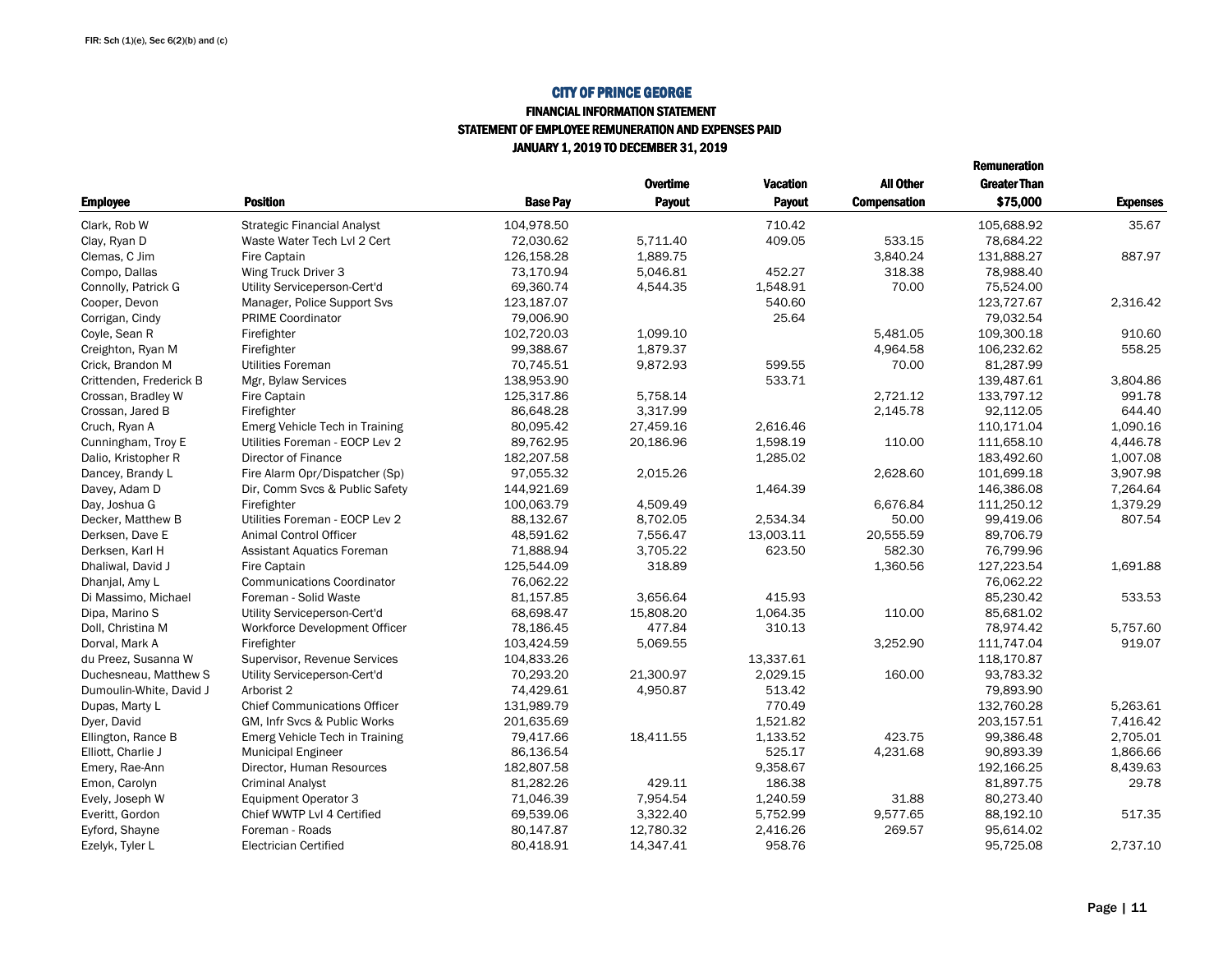FIR: Sch (1)(e), Sec 6(2)(b) and (c)

# CITY OF PRINCE GEORGE

## FINANCIAL INFORMATION STATEMENT

## STATEMENT OF EMPLOYEE REMUNERATION AND EXPENSES PAID

## JANUARY 1, 2019 TO DECEMBER 31, 2019

| Employee | Position | Base Pay | Overtime Payout | Vacation Payout | All Other Compensation | Remuneration Greater Than $75,000 | Expenses |
|---|---|---|---|---|---|---|---|
| Clark, Rob W | Strategic Financial Analyst | 104,978.50 | | 710.42 | | 105,688.92 | 35.67 |
| Clay, Ryan D | Waste Water Tech Lvl 2 Cert | 72,030.62 | 5,711.40 | 409.05 | 533.15 | 78,684.22 | |
| Clemas, C Jim | Fire Captain | 126,158.28 | 1,889.75 | | 3,840.24 | 131,888.27 | 887.97 |
| Compo, Dallas | Wing Truck Driver 3 | 73,170.94 | 5,046.81 | 452.27 | 318.38 | 78,988.40 | |
| Connolly, Patrick G | Utility Serviceperson-Cert'd | 69,360.74 | 4,544.35 | 1,548.91 | 70.00 | 75,524.00 | |
| Cooper, Devon | Manager, Police Support Svs | 123,187.07 | | 540.60 | | 123,727.67 | 2,316.42 |
| Corrigan, Cindy | PRIME Coordinator | 79,006.90 | | 25.64 | | 79,032.54 | |
| Coyle, Sean R | Firefighter | 102,720.03 | 1,099.10 | | 5,481.05 | 109,300.18 | 910.60 |
| Creighton, Ryan M | Firefighter | 99,388.67 | 1,879.37 | | 4,964.58 | 106,232.62 | 558.25 |
| Crick, Brandon M | Utilities Foreman | 70,745.51 | 9,872.93 | 599.55 | 70.00 | 81,287.99 | |
| Crittenden, Frederick B | Mgr, Bylaw Services | 138,953.90 | | 533.71 | | 139,487.61 | 3,804.86 |
| Crossan, Bradley W | Fire Captain | 125,317.86 | 5,758.14 | | 2,721.12 | 133,797.12 | 991.78 |
| Crossan, Jared B | Firefighter | 86,648.28 | 3,317.99 | | 2,145.78 | 92,112.05 | 644.40 |
| Cruch, Ryan A | Emerg Vehicle Tech in Training | 80,095.42 | 27,459.16 | 2,616.46 | | 110,171.04 | 1,090.16 |
| Cunningham, Troy E | Utilities Foreman - EOCP Lev 2 | 89,762.95 | 20,186.96 | 1,598.19 | 110.00 | 111,658.10 | 4,446.78 |
| Dalio, Kristopher R | Director of Finance | 182,207.58 | | 1,285.02 | | 183,492.60 | 1,007.08 |
| Dancey, Brandy L | Fire Alarm Opr/Dispatcher (Sp) | 97,055.32 | 2,015.26 | | 2,628.60 | 101,699.18 | 3,907.98 |
| Davey, Adam D | Dir, Comm Svcs & Public Safety | 144,921.69 | | 1,464.39 | | 146,386.08 | 7,264.64 |
| Day, Joshua G | Firefighter | 100,063.79 | 4,509.49 | | 6,676.84 | 111,250.12 | 1,379.29 |
| Decker, Matthew B | Utilities Foreman - EOCP Lev 2 | 88,132.67 | 8,702.05 | 2,534.34 | 50.00 | 99,419.06 | 807.54 |
| Derksen, Dave E | Animal Control Officer | 48,591.62 | 7,556.47 | 13,003.11 | 20,555.59 | 89,706.79 | |
| Derksen, Karl H | Assistant Aquatics Foreman | 71,888.94 | 3,705.22 | 623.50 | 582.30 | 76,799.96 | |
| Dhaliwal, David J | Fire Captain | 125,544.09 | 318.89 | | 1,360.56 | 127,223.54 | 1,691.88 |
| Dhanjal, Amy L | Communications Coordinator | 76,062.22 | | | | 76,062.22 | |
| Di Massimo, Michael | Foreman - Solid Waste | 81,157.85 | 3,656.64 | 415.93 | | 85,230.42 | 533.53 |
| Dipa, Marino S | Utility Serviceperson-Cert'd | 68,698.47 | 15,808.20 | 1,064.35 | 110.00 | 85,681.02 | |
| Doll, Christina M | Workforce Development Officer | 78,186.45 | 477.84 | 310.13 | | 78,974.42 | 5,757.60 |
| Dorval, Mark A | Firefighter | 103,424.59 | 5,069.55 | | 3,252.90 | 111,747.04 | 919.07 |
| du Preez, Susanna W | Supervisor, Revenue Services | 104,833.26 | | 13,337.61 | | 118,170.87 | |
| Duchesneau, Matthew S | Utility Serviceperson-Cert'd | 70,293.20 | 21,300.97 | 2,029.15 | 160.00 | 93,783.32 | |
| Dumoulin-White, David J | Arborist 2 | 74,429.61 | 4,950.87 | 513.42 | | 79,893.90 | |
| Dupas, Marty L | Chief Communications Officer | 131,989.79 | | 770.49 | | 132,760.28 | 5,263.61 |
| Dyer, David | GM, Infr Svcs & Public Works | 201,635.69 | | 1,521.82 | | 203,157.51 | 7,416.42 |
| Ellington, Rance B | Emerg Vehicle Tech in Training | 79,417.66 | 18,411.55 | 1,133.52 | 423.75 | 99,386.48 | 2,705.01 |
| Elliott, Charlie J | Municipal Engineer | 86,136.54 | | 525.17 | 4,231.68 | 90,893.39 | 1,866.66 |
| Emery, Rae-Ann | Director, Human Resources | 182,807.58 | | 9,358.67 | | 192,166.25 | 8,439.63 |
| Emon, Carolyn | Criminal Analyst | 81,282.26 | 429.11 | 186.38 | | 81,897.75 | 29.78 |
| Evely, Joseph W | Equipment Operator 3 | 71,046.39 | 7,954.54 | 1,240.59 | 31.88 | 80,273.40 | |
| Everitt, Gordon | Chief WWTP Lvl 4 Certified | 69,539.06 | 3,322.40 | 5,752.99 | 9,577.65 | 88,192.10 | 517.35 |
| Eyford, Shayne | Foreman - Roads | 80,147.87 | 12,780.32 | 2,416.26 | 269.57 | 95,614.02 | |
| Ezelyk, Tyler L | Electrician Certified | 80,418.91 | 14,347.41 | 958.76 | | 95,725.08 | 2,737.10 |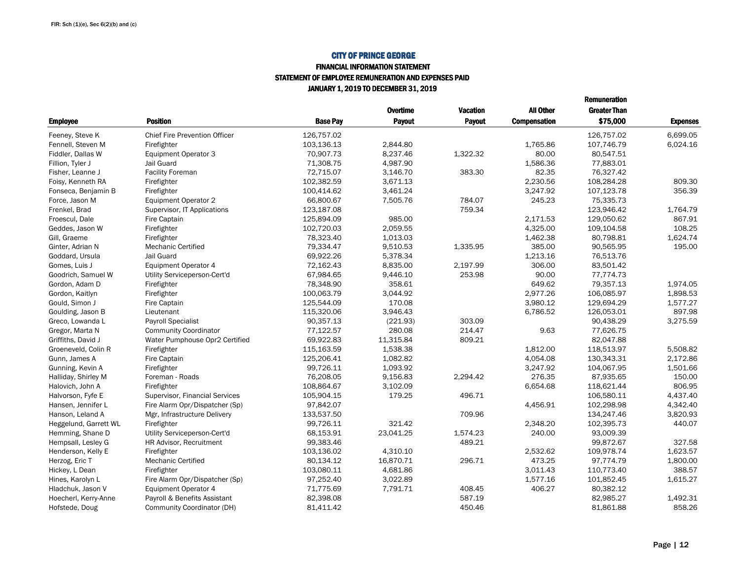FIR: Sch (1)(e), Sec 6(2)(b) and (c)

# CITY OF PRINCE GEORGE

## FINANCIAL INFORMATION STATEMENT

## STATEMENT OF EMPLOYEE REMUNERATION AND EXPENSES PAID

## JANUARY 1, 2019 TO DECEMBER 31, 2019

| Employee | Position | Base Pay | Overtime Payout | Vacation Payout | All Other Compensation | Remuneration Greater Than $75,000 | Expenses |
|---|---|---|---|---|---|---|---|
| Feeney, Steve K | Chief Fire Prevention Officer | 126,757.02 | | | | 126,757.02 | 6,699.05 |
| Fennell, Steven M | Firefighter | 103,136.13 | 2,844.80 | | 1,765.86 | 107,746.79 | 6,024.16 |
| Fiddler, Dallas W | Equipment Operator 3 | 70,907.73 | 8,237.46 | 1,322.32 | 80.00 | 80,547.51 | |
| Fillion, Tyler J | Jail Guard | 71,308.75 | 4,987.90 | | 1,586.36 | 77,883.01 | |
| Fisher, Leanne J | Facility Foreman | 72,715.07 | 3,146.70 | 383.30 | 82.35 | 76,327.42 | |
| Foisy, Kenneth RA | Firefighter | 102,382.59 | 3,671.13 | | 2,230.56 | 108,284.28 | 809.30 |
| Fonseca, Benjamin B | Firefighter | 100,414.62 | 3,461.24 | | 3,247.92 | 107,123.78 | 356.39 |
| Force, Jason M | Equipment Operator 2 | 66,800.67 | 7,505.76 | 784.07 | 245.23 | 75,335.73 | |
| Frenkel, Brad | Supervisor, IT Applications | 123,187.08 | | 759.34 | | 123,946.42 | 1,764.79 |
| Froescul, Dale | Fire Captain | 125,894.09 | 985.00 | | 2,171.53 | 129,050.62 | 867.91 |
| Geddes, Jason W | Firefighter | 102,720.03 | 2,059.55 | | 4,325.00 | 109,104.58 | 108.25 |
| Gill, Graeme | Firefighter | 78,323.40 | 1,013.03 | | 1,462.38 | 80,798.81 | 1,624.74 |
| Ginter, Adrian N | Mechanic Certified | 79,334.47 | 9,510.53 | 1,335.95 | 385.00 | 90,565.95 | 195.00 |
| Goddard, Ursula | Jail Guard | 69,922.26 | 5,378.34 | | 1,213.16 | 76,513.76 | |
| Gomes, Luis J | Equipment Operator 4 | 72,162.43 | 8,835.00 | 2,197.99 | 306.00 | 83,501.42 | |
| Goodrich, Samuel W | Utility Serviceperson-Cert'd | 67,984.65 | 9,446.10 | 253.98 | 90.00 | 77,774.73 | |
| Gordon, Adam D | Firefighter | 78,348.90 | 358.61 | | 649.62 | 79,357.13 | 1,974.05 |
| Gordon, Kaitlyn | Firefighter | 100,063.79 | 3,044.92 | | 2,977.26 | 106,085.97 | 1,898.53 |
| Gould, Simon J | Fire Captain | 125,544.09 | 170.08 | | 3,980.12 | 129,694.29 | 1,577.27 |
| Goulding, Jason B | Lieutenant | 115,320.06 | 3,946.43 | | 6,786.52 | 126,053.01 | 897.98 |
| Greco, Lowanda L | Payroll Specialist | 90,357.13 | (221.93) | 303.09 | | 90,438.29 | 3,275.59 |
| Gregor, Marta N | Community Coordinator | 77,122.57 | 280.08 | 214.47 | 9.63 | 77,626.75 | |
| Griffiths, David J | Water Pumphouse Opr2 Certified | 69,922.83 | 11,315.84 | 809.21 | | 82,047.88 | |
| Groeneveld, Colin R | Firefighter | 115,163.59 | 1,538.38 | | 1,812.00 | 118,513.97 | 5,508.82 |
| Gunn, James A | Fire Captain | 125,206.41 | 1,082.82 | | 4,054.08 | 130,343.31 | 2,172.86 |
| Gunning, Kevin A | Firefighter | 99,726.11 | 1,093.92 | | 3,247.92 | 104,067.95 | 1,501.66 |
| Halliday, Shirley M | Foreman - Roads | 76,208.05 | 9,156.83 | 2,294.42 | 276.35 | 87,935.65 | 150.00 |
| Halovich, John A | Firefighter | 108,864.67 | 3,102.09 | | 6,654.68 | 118,621.44 | 806.95 |
| Halvorson, Fyfe E | Supervisor, Financial Services | 105,904.15 | 179.25 | 496.71 | | 106,580.11 | 4,437.40 |
| Hansen, Jennifer L | Fire Alarm Opr/Dispatcher (Sp) | 97,842.07 | | | 4,456.91 | 102,298.98 | 4,342.40 |
| Hanson, Leland A | Mgr, Infrastructure Delivery | 133,537.50 | | 709.96 | | 134,247.46 | 3,820.93 |
| Heggelund, Garrett WL | Firefighter | 99,726.11 | 321.42 | | 2,348.20 | 102,395.73 | 440.07 |
| Hemming, Shane D | Utility Serviceperson-Cert'd | 68,153.91 | 23,041.25 | 1,574.23 | 240.00 | 93,009.39 | |
| Hempsall, Lesley G | HR Advisor, Recruitment | 99,383.46 | | 489.21 | | 99,872.67 | 327.58 |
| Henderson, Kelly E | Firefighter | 103,136.02 | 4,310.10 | | 2,532.62 | 109,978.74 | 1,623.57 |
| Herzog, Eric T | Mechanic Certified | 80,134.12 | 16,870.71 | 296.71 | 473.25 | 97,774.79 | 1,800.00 |
| Hickey, L Dean | Firefighter | 103,080.11 | 4,681.86 | | 3,011.43 | 110,773.40 | 388.57 |
| Hines, Karolyn L | Fire Alarm Opr/Dispatcher (Sp) | 97,252.40 | 3,022.89 | | 1,577.16 | 101,852.45 | 1,615.27 |
| Hladchuk, Jason V | Equipment Operator 4 | 71,775.69 | 7,791.71 | 408.45 | 406.27 | 80,382.12 | |
| Hoecherl, Kerry-Anne | Payroll & Benefits Assistant | 82,398.08 | | 587.19 | | 82,985.27 | 1,492.31 |
| Hofstede, Doug | Community Coordinator (DH) | 81,411.42 | | 450.46 | | 81,861.88 | 858.26 |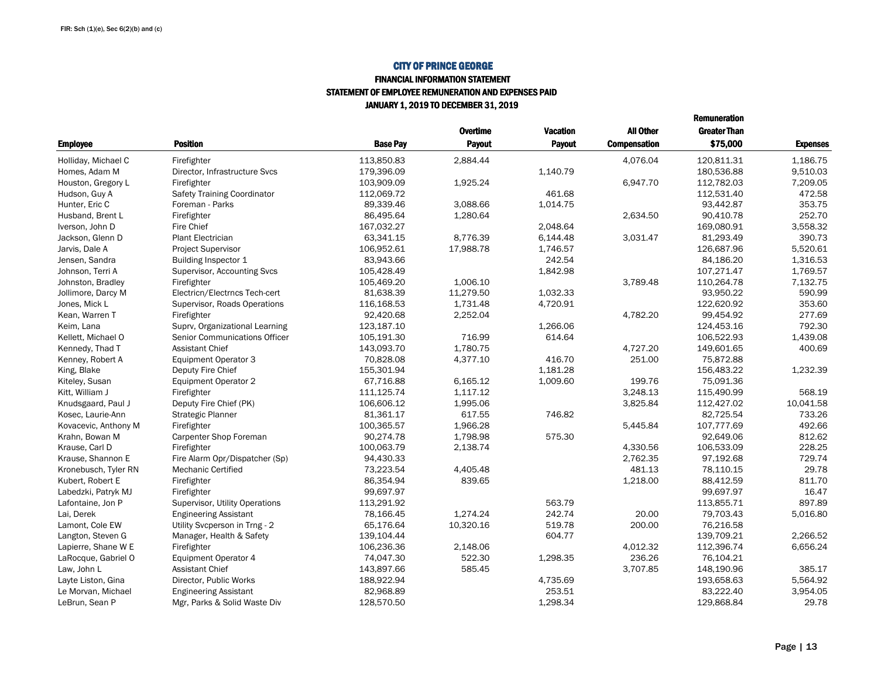FIR: Sch (1)(e), Sec 6(2)(b) and (c)

# CITY OF PRINCE GEORGE

## FINANCIAL INFORMATION STATEMENT
## STATEMENT OF EMPLOYEE REMUNERATION AND EXPENSES PAID
## JANUARY 1, 2019 TO DECEMBER 31, 2019

| Employee | Position | Base Pay | Overtime Payout | Vacation Payout | All Other Compensation | Remuneration Greater Than $75,000 | Expenses |
|---|---|---|---|---|---|---|---|
| Holliday, Michael C | Firefighter | 113,850.83 | 2,884.44 | | 4,076.04 | 120,811.31 | 1,186.75 |
| Homes, Adam M | Director, Infrastructure Svcs | 179,396.09 | | 1,140.79 | | 180,536.88 | 9,510.03 |
| Houston, Gregory L | Firefighter | 103,909.09 | 1,925.24 | | 6,947.70 | 112,782.03 | 7,209.05 |
| Hudson, Guy A | Safety Training Coordinator | 112,069.72 | | 461.68 | | 112,531.40 | 472.58 |
| Hunter, Eric C | Foreman - Parks | 89,339.46 | 3,088.66 | 1,014.75 | | 93,442.87 | 353.75 |
| Husband, Brent L | Firefighter | 86,495.64 | 1,280.64 | | 2,634.50 | 90,410.78 | 252.70 |
| Iverson, John D | Fire Chief | 167,032.27 | | 2,048.64 | | 169,080.91 | 3,558.32 |
| Jackson, Glenn D | Plant Electrician | 63,341.15 | 8,776.39 | 6,144.48 | 3,031.47 | 81,293.49 | 390.73 |
| Jarvis, Dale A | Project Supervisor | 106,952.61 | 17,988.78 | 1,746.57 | | 126,687.96 | 5,520.61 |
| Jensen, Sandra | Building Inspector 1 | 83,943.66 | | 242.54 | | 84,186.20 | 1,316.53 |
| Johnson, Terri A | Supervisor, Accounting Svcs | 105,428.49 | | 1,842.98 | | 107,271.47 | 1,769.57 |
| Johnston, Bradley | Firefighter | 105,469.20 | 1,006.10 | | 3,789.48 | 110,264.78 | 7,132.75 |
| Jollimore, Darcy M | Electricn/Electrncs Tech-cert | 81,638.39 | 11,279.50 | 1,032.33 | | 93,950.22 | 590.99 |
| Jones, Mick L | Supervisor, Roads Operations | 116,168.53 | 1,731.48 | 4,720.91 | | 122,620.92 | 353.60 |
| Kean, Warren T | Firefighter | 92,420.68 | 2,252.04 | | 4,782.20 | 99,454.92 | 277.69 |
| Keim, Lana | Suprv, Organizational Learning | 123,187.10 | | 1,266.06 | | 124,453.16 | 792.30 |
| Kellett, Michael O | Senior Communications Officer | 105,191.30 | 716.99 | 614.64 | | 106,522.93 | 1,439.08 |
| Kennedy, Thad T | Assistant Chief | 143,093.70 | 1,780.75 | | 4,727.20 | 149,601.65 | 400.69 |
| Kenney, Robert A | Equipment Operator 3 | 70,828.08 | 4,377.10 | 416.70 | 251.00 | 75,872.88 | |
| King, Blake | Deputy Fire Chief | 155,301.94 | | 1,181.28 | | 156,483.22 | 1,232.39 |
| Kiteley, Susan | Equipment Operator 2 | 67,716.88 | 6,165.12 | 1,009.60 | 199.76 | 75,091.36 | |
| Kitt, William J | Firefighter | 111,125.74 | 1,117.12 | | 3,248.13 | 115,490.99 | 568.19 |
| Knudsgaard, Paul J | Deputy Fire Chief (PK) | 106,606.12 | 1,995.06 | | 3,825.84 | 112,427.02 | 10,041.58 |
| Kosec, Laurie-Ann | Strategic Planner | 81,361.17 | 617.55 | 746.82 | | 82,725.54 | 733.26 |
| Kovacevic, Anthony M | Firefighter | 100,365.57 | 1,966.28 | | 5,445.84 | 107,777.69 | 492.66 |
| Krahn, Bowan M | Carpenter Shop Foreman | 90,274.78 | 1,798.98 | 575.30 | | 92,649.06 | 812.62 |
| Krause, Carl D | Firefighter | 100,063.79 | 2,138.74 | | 4,330.56 | 106,533.09 | 228.25 |
| Krause, Shannon E | Fire Alarm Opr/Dispatcher (Sp) | 94,430.33 | | | 2,762.35 | 97,192.68 | 729.74 |
| Kronebusch, Tyler RN | Mechanic Certified | 73,223.54 | 4,405.48 | | 481.13 | 78,110.15 | 29.78 |
| Kubert, Robert E | Firefighter | 86,354.94 | 839.65 | | 1,218.00 | 88,412.59 | 811.70 |
| Labedzki, Patryk MJ | Firefighter | 99,697.97 | | | | 99,697.97 | 16.47 |
| Lafontaine, Jon P | Supervisor, Utility Operations | 113,291.92 | | 563.79 | | 113,855.71 | 897.89 |
| Lai, Derek | Engineering Assistant | 78,166.45 | 1,274.24 | 242.74 | 20.00 | 79,703.43 | 5,016.80 |
| Lamont, Cole EW | Utility Svcperson in Trng - 2 | 65,176.64 | 10,320.16 | 519.78 | 200.00 | 76,216.58 | |
| Langton, Steven G | Manager, Health & Safety | 139,104.44 | | 604.77 | | 139,709.21 | 2,266.52 |
| Lapierre, Shane W E | Firefighter | 106,236.36 | 2,148.06 | | 4,012.32 | 112,396.74 | 6,656.24 |
| LaRocque, Gabriel O | Equipment Operator 4 | 74,047.30 | 522.30 | 1,298.35 | 236.26 | 76,104.21 | |
| Law, John L | Assistant Chief | 143,897.66 | 585.45 | | 3,707.85 | 148,190.96 | 385.17 |
| Layte Liston, Gina | Director, Public Works | 188,922.94 | | 4,735.69 | | 193,658.63 | 5,564.92 |
| Le Morvan, Michael | Engineering Assistant | 82,968.89 | | 253.51 | | 83,222.40 | 3,954.05 |
| LeBrun, Sean P | Mgr, Parks & Solid Waste Div | 128,570.50 | | 1,298.34 | | 129,868.84 | 29.78 |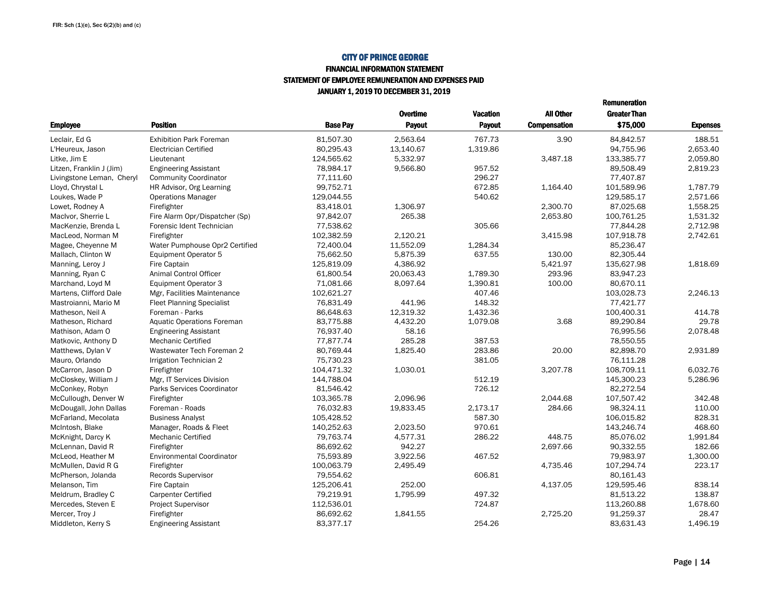FIR: Sch (1)(e), Sec 6(2)(b) and (c)

# CITY OF PRINCE GEORGE

## FINANCIAL INFORMATION STATEMENT

## STATEMENT OF EMPLOYEE REMUNERATION AND EXPENSES PAID

## JANUARY 1, 2019 TO DECEMBER 31, 2019

| Employee | Position | Base Pay | Overtime Payout | Vacation Payout | All Other Compensation | Remuneration Greater Than $75,000 | Expenses |
|---|---|---|---|---|---|---|---|
| Leclair, Ed G | Exhibition Park Foreman | 81,507.30 | 2,563.64 | 767.73 | 3.90 | 84,842.57 | 188.51 |
| L'Heureux, Jason | Electrician Certified | 80,295.43 | 13,140.67 | 1,319.86 | | 94,755.96 | 2,653.40 |
| Litke, Jim E | Lieutenant | 124,565.62 | 5,332.97 | | 3,487.18 | 133,385.77 | 2,059.80 |
| Litzen, Franklin J (Jim) | Engineering Assistant | 78,984.17 | 9,566.80 | 957.52 | | 89,508.49 | 2,819.23 |
| Livingstone Leman, Cheryl | Community Coordinator | 77,111.60 | | 296.27 | | 77,407.87 | |
| Lloyd, Chrystal L | HR Advisor, Org Learning | 99,752.71 | | 672.85 | 1,164.40 | 101,589.96 | 1,787.79 |
| Loukes, Wade P | Operations Manager | 129,044.55 | | 540.62 | | 129,585.17 | 2,571.66 |
| Lowet, Rodney A | Firefighter | 83,418.01 | 1,306.97 | | 2,300.70 | 87,025.68 | 1,558.25 |
| MacIvor, Sherrie L | Fire Alarm Opr/Dispatcher (Sp) | 97,842.07 | 265.38 | | 2,653.80 | 100,761.25 | 1,531.32 |
| MacKenzie, Brenda L | Forensic Ident Technician | 77,538.62 | | 305.66 | | 77,844.28 | 2,712.98 |
| MacLeod, Norman M | Firefighter | 102,382.59 | 2,120.21 | | 3,415.98 | 107,918.78 | 2,742.61 |
| Magee, Cheyenne M | Water Pumphouse Opr2 Certified | 72,400.04 | 11,552.09 | 1,284.34 | | 85,236.47 | |
| Mallach, Clinton W | Equipment Operator 5 | 75,662.50 | 5,875.39 | 637.55 | 130.00 | 82,305.44 | |
| Manning, Leroy J | Fire Captain | 125,819.09 | 4,386.92 | | 5,421.97 | 135,627.98 | 1,818.69 |
| Manning, Ryan C | Animal Control Officer | 61,800.54 | 20,063.43 | 1,789.30 | 293.96 | 83,947.23 | |
| Marchand, Loyd M | Equipment Operator 3 | 71,081.66 | 8,097.64 | 1,390.81 | 100.00 | 80,670.11 | |
| Martens, Clifford Dale | Mgr, Facilities Maintenance | 102,621.27 | | 407.46 | | 103,028.73 | 2,246.13 |
| Mastroianni, Mario M | Fleet Planning Specialist | 76,831.49 | 441.96 | 148.32 | | 77,421.77 | |
| Matheson, Neil A | Foreman - Parks | 86,648.63 | 12,319.32 | 1,432.36 | | 100,400.31 | 414.78 |
| Matheson, Richard | Aquatic Operations Foreman | 83,775.88 | 4,432.20 | 1,079.08 | 3.68 | 89,290.84 | 29.78 |
| Mathison, Adam O | Engineering Assistant | 76,937.40 | 58.16 | | | 76,995.56 | 2,078.48 |
| Matkovic, Anthony D | Mechanic Certified | 77,877.74 | 285.28 | 387.53 | | 78,550.55 | |
| Matthews, Dylan V | Wastewater Tech Foreman 2 | 80,769.44 | 1,825.40 | 283.86 | 20.00 | 82,898.70 | 2,931.89 |
| Mauro, Orlando | Irrigation Technician 2 | 75,730.23 | | 381.05 | | 76,111.28 | |
| McCarron, Jason D | Firefighter | 104,471.32 | 1,030.01 | | 3,207.78 | 108,709.11 | 6,032.76 |
| McCloskey, William J | Mgr, IT Services Division | 144,788.04 | | 512.19 | | 145,300.23 | 5,286.96 |
| McConkey, Robyn | Parks Services Coordinator | 81,546.42 | | 726.12 | | 82,272.54 | |
| McCullough, Denver W | Firefighter | 103,365.78 | 2,096.96 | | 2,044.68 | 107,507.42 | 342.48 |
| McDougall, John Dallas | Foreman - Roads | 76,032.83 | 19,833.45 | 2,173.17 | 284.66 | 98,324.11 | 110.00 |
| McFarland, Mecolata | Business Analyst | 105,428.52 | | 587.30 | | 106,015.82 | 828.31 |
| McIntosh, Blake | Manager, Roads & Fleet | 140,252.63 | 2,023.50 | 970.61 | | 143,246.74 | 468.60 |
| McKnight, Darcy K | Mechanic Certified | 79,763.74 | 4,577.31 | 286.22 | 448.75 | 85,076.02 | 1,991.84 |
| McLennan, David R | Firefighter | 86,692.62 | 942.27 | | 2,697.66 | 90,332.55 | 182.66 |
| McLeod, Heather M | Environmental Coordinator | 75,593.89 | 3,922.56 | 467.52 | | 79,983.97 | 1,300.00 |
| McMullen, David R G | Firefighter | 100,063.79 | 2,495.49 | | 4,735.46 | 107,294.74 | 223.17 |
| McPherson, Jolanda | Records Supervisor | 79,554.62 | | 606.81 | | 80,161.43 | |
| Melanson, Tim | Fire Captain | 125,206.41 | 252.00 | | 4,137.05 | 129,595.46 | 838.14 |
| Meldrum, Bradley C | Carpenter Certified | 79,219.91 | 1,795.99 | 497.32 | | 81,513.22 | 138.87 |
| Mercedes, Steven E | Project Supervisor | 112,536.01 | | 724.87 | | 113,260.88 | 1,678.60 |
| Mercer, Troy J | Firefighter | 86,692.62 | 1,841.55 | | 2,725.20 | 91,259.37 | 28.47 |
| Middleton, Kerry S | Engineering Assistant | 83,377.17 | | 254.26 | | 83,631.43 | 1,496.19 |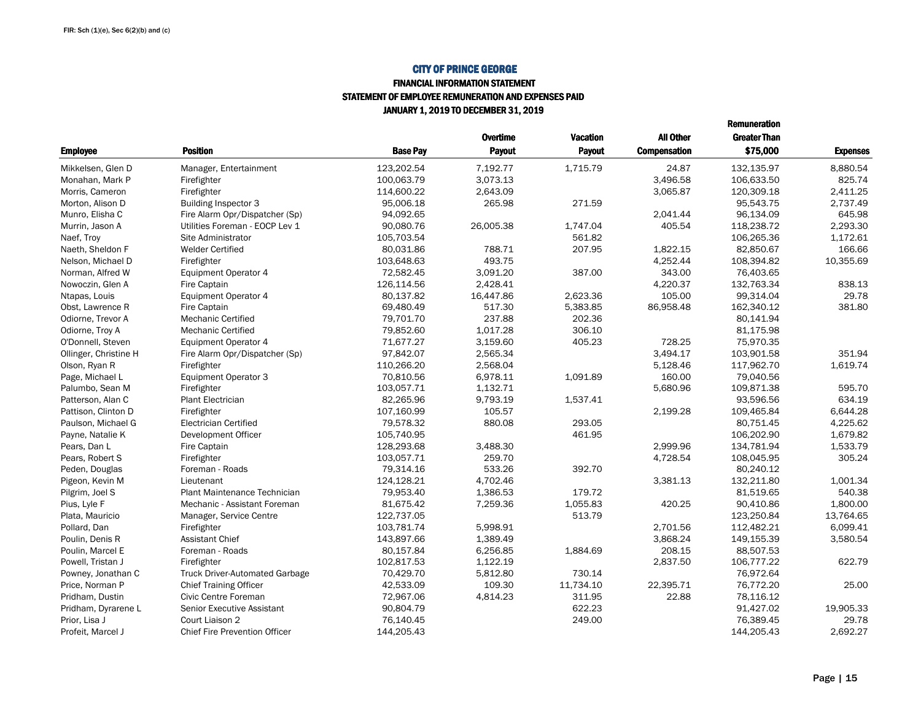FIR: Sch (1)(e), Sec 6(2)(b) and (c)

# CITY OF PRINCE GEORGE

## FINANCIAL INFORMATION STATEMENT

### STATEMENT OF EMPLOYEE REMUNERATION AND EXPENSES PAID

### JANUARY 1, 2019 TO DECEMBER 31, 2019

| Employee | Position | Base Pay | Overtime Payout | Vacation Payout | All Other Compensation | Remuneration Greater Than $75,000 | Expenses |
|---|---|---|---|---|---|---|---|
| Mikkelsen, Glen D | Manager, Entertainment | 123,202.54 | 7,192.77 | 1,715.79 | 24.87 | 132,135.97 | 8,880.54 |
| Monahan, Mark P | Firefighter | 100,063.79 | 3,073.13 | | 3,496.58 | 106,633.50 | 825.74 |
| Morris, Cameron | Firefighter | 114,600.22 | 2,643.09 | | 3,065.87 | 120,309.18 | 2,411.25 |
| Morton, Alison D | Building Inspector 3 | 95,006.18 | 265.98 | 271.59 | | 95,543.75 | 2,737.49 |
| Munro, Elisha C | Fire Alarm Opr/Dispatcher (Sp) | 94,092.65 | | | 2,041.44 | 96,134.09 | 645.98 |
| Murrin, Jason A | Utilities Foreman - EOCP Lev 1 | 90,080.76 | 26,005.38 | 1,747.04 | 405.54 | 118,238.72 | 2,293.30 |
| Naef, Troy | Site Administrator | 105,703.54 | | 561.82 | | 106,265.36 | 1,172.61 |
| Naeth, Sheldon F | Welder Certified | 80,031.86 | 788.71 | 207.95 | 1,822.15 | 82,850.67 | 166.66 |
| Nelson, Michael D | Firefighter | 103,648.63 | 493.75 | | 4,252.44 | 108,394.82 | 10,355.69 |
| Norman, Alfred W | Equipment Operator 4 | 72,582.45 | 3,091.20 | 387.00 | 343.00 | 76,403.65 | |
| Nowoczin, Glen A | Fire Captain | 126,114.56 | 2,428.41 | | 4,220.37 | 132,763.34 | 838.13 |
| Ntapas, Louis | Equipment Operator 4 | 80,137.82 | 16,447.86 | 2,623.36 | 105.00 | 99,314.04 | 29.78 |
| Obst, Lawrence R | Fire Captain | 69,480.49 | 517.30 | 5,383.85 | 86,958.48 | 162,340.12 | 381.80 |
| Odiorne, Trevor A | Mechanic Certified | 79,701.70 | 237.88 | 202.36 | | 80,141.94 | |
| Odiorne, Troy A | Mechanic Certified | 79,852.60 | 1,017.28 | 306.10 | | 81,175.98 | |
| O'Donnell, Steven | Equipment Operator 4 | 71,677.27 | 3,159.60 | 405.23 | 728.25 | 75,970.35 | |
| Ollinger, Christine H | Fire Alarm Opr/Dispatcher (Sp) | 97,842.07 | 2,565.34 | | 3,494.17 | 103,901.58 | 351.94 |
| Olson, Ryan R | Firefighter | 110,266.20 | 2,568.04 | | 5,128.46 | 117,962.70 | 1,619.74 |
| Page, Michael L | Equipment Operator 3 | 70,810.56 | 6,978.11 | 1,091.89 | 160.00 | 79,040.56 | |
| Palumbo, Sean M | Firefighter | 103,057.71 | 1,132.71 | | 5,680.96 | 109,871.38 | 595.70 |
| Patterson, Alan C | Plant Electrician | 82,265.96 | 9,793.19 | 1,537.41 | | 93,596.56 | 634.19 |
| Pattison, Clinton D | Firefighter | 107,160.99 | 105.57 | | 2,199.28 | 109,465.84 | 6,644.28 |
| Paulson, Michael G | Electrician Certified | 79,578.32 | 880.08 | 293.05 | | 80,751.45 | 4,225.62 |
| Payne, Natalie K | Development Officer | 105,740.95 | | 461.95 | | 106,202.90 | 1,679.82 |
| Pears, Dan L | Fire Captain | 128,293.68 | 3,488.30 | | 2,999.96 | 134,781.94 | 1,533.79 |
| Pears, Robert S | Firefighter | 103,057.71 | 259.70 | | 4,728.54 | 108,045.95 | 305.24 |
| Peden, Douglas | Foreman - Roads | 79,314.16 | 533.26 | 392.70 | | 80,240.12 | |
| Pigeon, Kevin M | Lieutenant | 124,128.21 | 4,702.46 | | 3,381.13 | 132,211.80 | 1,001.34 |
| Pilgrim, Joel S | Plant Maintenance Technician | 79,953.40 | 1,386.53 | 179.72 | | 81,519.65 | 540.38 |
| Pius, Lyle F | Mechanic - Assistant Foreman | 81,675.42 | 7,259.36 | 1,055.83 | 420.25 | 90,410.86 | 1,800.00 |
| Plata, Mauricio | Manager, Service Centre | 122,737.05 | | 513.79 | | 123,250.84 | 13,764.65 |
| Pollard, Dan | Firefighter | 103,781.74 | 5,998.91 | | 2,701.56 | 112,482.21 | 6,099.41 |
| Poulin, Denis R | Assistant Chief | 143,897.66 | 1,389.49 | | 3,868.24 | 149,155.39 | 3,580.54 |
| Poulin, Marcel E | Foreman - Roads | 80,157.84 | 6,256.85 | 1,884.69 | 208.15 | 88,507.53 | |
| Powell, Tristan J | Firefighter | 102,817.53 | 1,122.19 | | 2,837.50 | 106,777.22 | 622.79 |
| Powney, Jonathan C | Truck Driver-Automated Garbage | 70,429.70 | 5,812.80 | 730.14 | | 76,972.64 | |
| Price, Norman P | Chief Training Officer | 42,533.09 | 109.30 | 11,734.10 | 22,395.71 | 76,772.20 | 25.00 |
| Pridham, Dustin | Civic Centre Foreman | 72,967.06 | 4,814.23 | 311.95 | 22.88 | 78,116.12 | |
| Pridham, Dyrarene L | Senior Executive Assistant | 90,804.79 | | 622.23 | | 91,427.02 | 19,905.33 |
| Prior, Lisa J | Court Liaison 2 | 76,140.45 | | 249.00 | | 76,389.45 | 29.78 |
| Profeit, Marcel J | Chief Fire Prevention Officer | 144,205.43 | | | | 144,205.43 | 2,692.27 |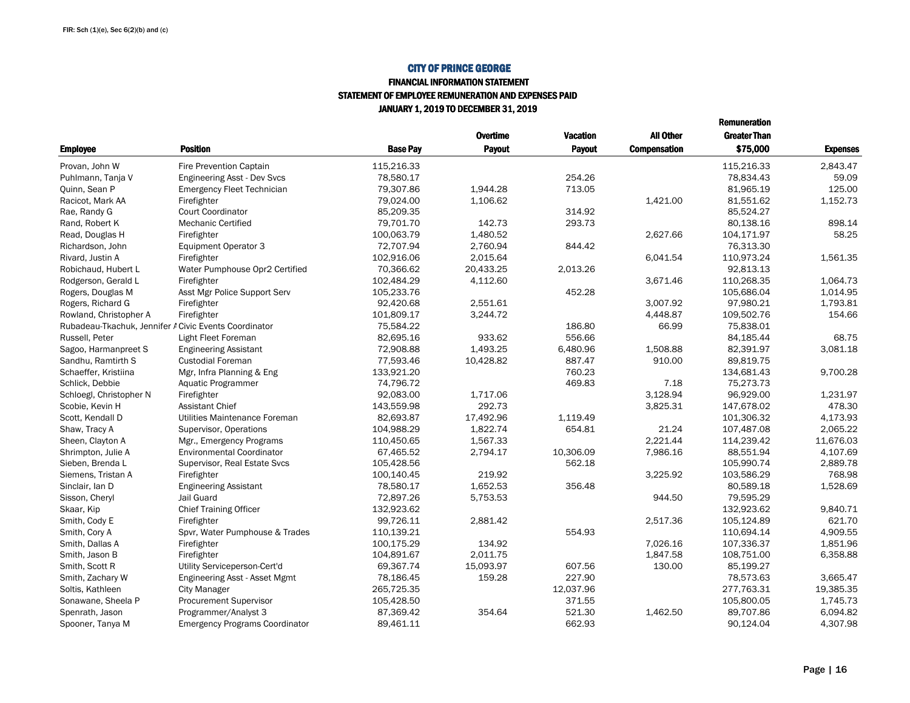FIR: Sch (1)(e), Sec 6(2)(b) and (c)

# CITY OF PRINCE GEORGE

## FINANCIAL INFORMATION STATEMENT

## STATEMENT OF EMPLOYEE REMUNERATION AND EXPENSES PAID

## JANUARY 1, 2019 TO DECEMBER 31, 2019

| Employee | Position | Base Pay | Overtime Payout | Vacation Payout | All Other Compensation | Remuneration Greater Than $75,000 | Expenses |
|---|---|---|---|---|---|---|---|
| Provan, John W | Fire Prevention Captain | 115,216.33 | | | | 115,216.33 | 2,843.47 |
| Puhlmann, Tanja V | Engineering Asst - Dev Svcs | 78,580.17 | | 254.26 | | 78,834.43 | 59.09 |
| Quinn, Sean P | Emergency Fleet Technician | 79,307.86 | 1,944.28 | 713.05 | | 81,965.19 | 125.00 |
| Racicot, Mark AA | Firefighter | 79,024.00 | 1,106.62 | | 1,421.00 | 81,551.62 | 1,152.73 |
| Rae, Randy G | Court Coordinator | 85,209.35 | | 314.92 | | 85,524.27 | |
| Rand, Robert K | Mechanic Certified | 79,701.70 | 142.73 | 293.73 | | 80,138.16 | 898.14 |
| Read, Douglas H | Firefighter | 100,063.79 | 1,480.52 | | 2,627.66 | 104,171.97 | 58.25 |
| Richardson, John | Equipment Operator 3 | 72,707.94 | 2,760.94 | 844.42 | | 76,313.30 | |
| Rivard, Justin A | Firefighter | 102,916.06 | 2,015.64 | | 6,041.54 | 110,973.24 | 1,561.35 |
| Robichaud, Hubert L | Water Pumphouse Opr2 Certified | 70,366.62 | 20,433.25 | 2,013.26 | | 92,813.13 | |
| Rodgerson, Gerald L | Firefighter | 102,484.29 | 4,112.60 | | 3,671.46 | 110,268.35 | 1,064.73 |
| Rogers, Douglas M | Asst Mgr Police Support Serv | 105,233.76 | | 452.28 | | 105,686.04 | 1,014.95 |
| Rogers, Richard G | Firefighter | 92,420.68 | 2,551.61 | | 3,007.92 | 97,980.21 | 1,793.81 |
| Rowland, Christopher A | Firefighter | 101,809.17 | 3,244.72 | | 4,448.87 | 109,502.76 | 154.66 |
| Rubadeau-Tkachuk, Jennifer A | Civic Events Coordinator | 75,584.22 | | 186.80 | 66.99 | 75,838.01 | |
| Russell, Peter | Light Fleet Foreman | 82,695.16 | 933.62 | 556.66 | | 84,185.44 | 68.75 |
| Sagoo, Harmanpreet S | Engineering Assistant | 72,908.88 | 1,493.25 | 6,480.96 | 1,508.88 | 82,391.97 | 3,081.18 |
| Sandhu, Ramtirth S | Custodial Foreman | 77,593.46 | 10,428.82 | 887.47 | 910.00 | 89,819.75 | |
| Schaeffer, Kristiina | Mgr, Infra Planning & Eng | 133,921.20 | | 760.23 | | 134,681.43 | 9,700.28 |
| Schlick, Debbie | Aquatic Programmer | 74,796.72 | | 469.83 | 7.18 | 75,273.73 | |
| Schloegl, Christopher N | Firefighter | 92,083.00 | 1,717.06 | | 3,128.94 | 96,929.00 | 1,231.97 |
| Scobie, Kevin H | Assistant Chief | 143,559.98 | 292.73 | | 3,825.31 | 147,678.02 | 478.30 |
| Scott, Kendall D | Utilities Maintenance Foreman | 82,693.87 | 17,492.96 | 1,119.49 | | 101,306.32 | 4,173.93 |
| Shaw, Tracy A | Supervisor, Operations | 104,988.29 | 1,822.74 | 654.81 | 21.24 | 107,487.08 | 2,065.22 |
| Sheen, Clayton A | Mgr., Emergency Programs | 110,450.65 | 1,567.33 | | 2,221.44 | 114,239.42 | 11,676.03 |
| Shrimpton, Julie A | Environmental Coordinator | 67,465.52 | 2,794.17 | 10,306.09 | 7,986.16 | 88,551.94 | 4,107.69 |
| Sieben, Brenda L | Supervisor, Real Estate Svcs | 105,428.56 | | 562.18 | | 105,990.74 | 2,889.78 |
| Siemens, Tristan A | Firefighter | 100,140.45 | 219.92 | | 3,225.92 | 103,586.29 | 768.98 |
| Sinclair, Ian D | Engineering Assistant | 78,580.17 | 1,652.53 | 356.48 | | 80,589.18 | 1,528.69 |
| Sisson, Cheryl | Jail Guard | 72,897.26 | 5,753.53 | | 944.50 | 79,595.29 | |
| Skaar, Kip | Chief Training Officer | 132,923.62 | | | | 132,923.62 | 9,840.71 |
| Smith, Cody E | Firefighter | 99,726.11 | 2,881.42 | | 2,517.36 | 105,124.89 | 621.70 |
| Smith, Cory A | Spvr, Water Pumphouse & Trades | 110,139.21 | | 554.93 | | 110,694.14 | 4,909.55 |
| Smith, Dallas A | Firefighter | 100,175.29 | 134.92 | | 7,026.16 | 107,336.37 | 1,851.96 |
| Smith, Jason B | Firefighter | 104,891.67 | 2,011.75 | | 1,847.58 | 108,751.00 | 6,358.88 |
| Smith, Scott R | Utility Serviceperson-Cert'd | 69,367.74 | 15,093.97 | 607.56 | 130.00 | 85,199.27 | |
| Smith, Zachary W | Engineering Asst - Asset Mgmt | 78,186.45 | 159.28 | 227.90 | | 78,573.63 | 3,665.47 |
| Soltis, Kathleen | City Manager | 265,725.35 | | 12,037.96 | | 277,763.31 | 19,385.35 |
| Sonawane, Sheela P | Procurement Supervisor | 105,428.50 | | 371.55 | | 105,800.05 | 1,745.73 |
| Spenrath, Jason | Programmer/Analyst 3 | 87,369.42 | 354.64 | 521.30 | 1,462.50 | 89,707.86 | 6,094.82 |
| Spooner, Tanya M | Emergency Programs Coordinator | 89,461.11 | | 662.93 | | 90,124.04 | 4,307.98 |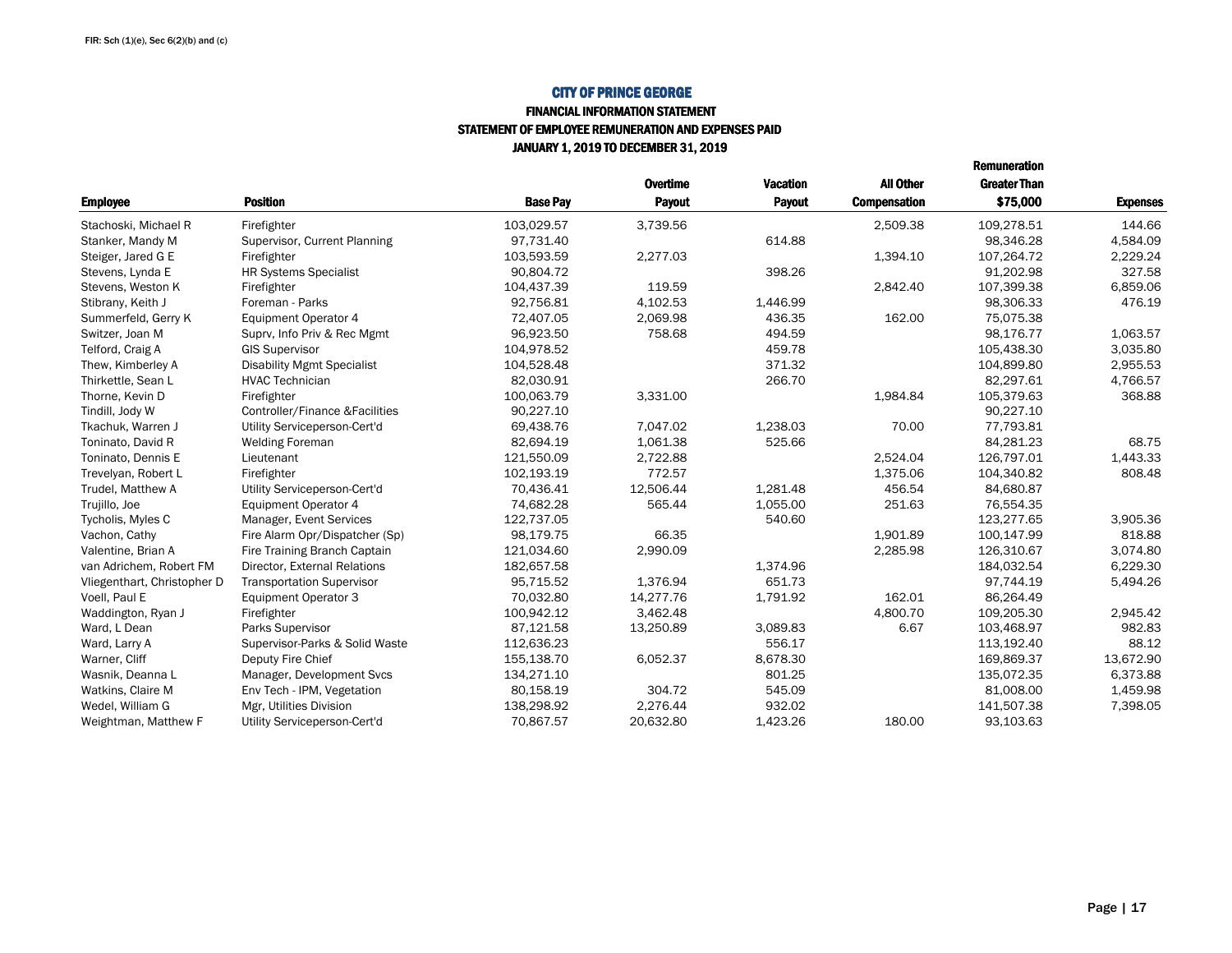FIR: Sch (1)(e), Sec 6(2)(b) and (c)

# CITY OF PRINCE GEORGE

## FINANCIAL INFORMATION STATEMENT

## STATEMENT OF EMPLOYEE REMUNERATION AND EXPENSES PAID

## JANUARY 1, 2019 TO DECEMBER 31, 2019

| Employee | Position | Base Pay | Overtime Payout | Vacation Payout | All Other Compensation | Remuneration Greater Than $75,000 | Expenses |
|---|---|---|---|---|---|---|---|
| Stachoski, Michael R | Firefighter | 103,029.57 | 3,739.56 | | 2,509.38 | 109,278.51 | 144.66 |
| Stanker, Mandy M | Supervisor, Current Planning | 97,731.40 | | 614.88 | | 98,346.28 | 4,584.09 |
| Steiger, Jared G E | Firefighter | 103,593.59 | 2,277.03 | | 1,394.10 | 107,264.72 | 2,229.24 |
| Stevens, Lynda E | HR Systems Specialist | 90,804.72 | | 398.26 | | 91,202.98 | 327.58 |
| Stevens, Weston K | Firefighter | 104,437.39 | 119.59 | | 2,842.40 | 107,399.38 | 6,859.06 |
| Stibrany, Keith J | Foreman - Parks | 92,756.81 | 4,102.53 | 1,446.99 | | 98,306.33 | 476.19 |
| Summerfeld, Gerry K | Equipment Operator 4 | 72,407.05 | 2,069.98 | 436.35 | 162.00 | 75,075.38 | |
| Switzer, Joan M | Suprv, Info Priv & Rec Mgmt | 96,923.50 | 758.68 | 494.59 | | 98,176.77 | 1,063.57 |
| Telford, Craig A | GIS Supervisor | 104,978.52 | | 459.78 | | 105,438.30 | 3,035.80 |
| Thew, Kimberley A | Disability Mgmt Specialist | 104,528.48 | | 371.32 | | 104,899.80 | 2,955.53 |
| Thirkettle, Sean L | HVAC Technician | 82,030.91 | | 266.70 | | 82,297.61 | 4,766.57 |
| Thorne, Kevin D | Firefighter | 100,063.79 | 3,331.00 | | 1,984.84 | 105,379.63 | 368.88 |
| Tindill, Jody W | Controller/Finance &Facilities | 90,227.10 | | | | 90,227.10 | |
| Tkachuk, Warren J | Utility Serviceperson-Cert'd | 69,438.76 | 7,047.02 | 1,238.03 | 70.00 | 77,793.81 | |
| Toninato, David R | Welding Foreman | 82,694.19 | 1,061.38 | 525.66 | | 84,281.23 | 68.75 |
| Toninato, Dennis E | Lieutenant | 121,550.09 | 2,722.88 | | 2,524.04 | 126,797.01 | 1,443.33 |
| Trevelyan, Robert L | Firefighter | 102,193.19 | 772.57 | | 1,375.06 | 104,340.82 | 808.48 |
| Trudel, Matthew A | Utility Serviceperson-Cert'd | 70,436.41 | 12,506.44 | 1,281.48 | 456.54 | 84,680.87 | |
| Trujillo, Joe | Equipment Operator 4 | 74,682.28 | 565.44 | 1,055.00 | 251.63 | 76,554.35 | |
| Tycholis, Myles C | Manager, Event Services | 122,737.05 | | 540.60 | | 123,277.65 | 3,905.36 |
| Vachon, Cathy | Fire Alarm Opr/Dispatcher (Sp) | 98,179.75 | 66.35 | | 1,901.89 | 100,147.99 | 818.88 |
| Valentine, Brian A | Fire Training Branch Captain | 121,034.60 | 2,990.09 | | 2,285.98 | 126,310.67 | 3,074.80 |
| van Adrichem, Robert FM | Director, External Relations | 182,657.58 | | 1,374.96 | | 184,032.54 | 6,229.30 |
| Vliegenthart, Christopher D | Transportation Supervisor | 95,715.52 | 1,376.94 | 651.73 | | 97,744.19 | 5,494.26 |
| Voell, Paul E | Equipment Operator 3 | 70,032.80 | 14,277.76 | 1,791.92 | 162.01 | 86,264.49 | |
| Waddington, Ryan J | Firefighter | 100,942.12 | 3,462.48 | | 4,800.70 | 109,205.30 | 2,945.42 |
| Ward, L Dean | Parks Supervisor | 87,121.58 | 13,250.89 | 3,089.83 | 6.67 | 103,468.97 | 982.83 |
| Ward, Larry A | Supervisor-Parks & Solid Waste | 112,636.23 | | 556.17 | | 113,192.40 | 88.12 |
| Warner, Cliff | Deputy Fire Chief | 155,138.70 | 6,052.37 | 8,678.30 | | 169,869.37 | 13,672.90 |
| Wasnik, Deanna L | Manager, Development Svcs | 134,271.10 | | 801.25 | | 135,072.35 | 6,373.88 |
| Watkins, Claire M | Env Tech - IPM, Vegetation | 80,158.19 | 304.72 | 545.09 | | 81,008.00 | 1,459.98 |
| Wedel, William G | Mgr, Utilities Division | 138,298.92 | 2,276.44 | 932.02 | | 141,507.38 | 7,398.05 |
| Weightman, Matthew F | Utility Serviceperson-Cert'd | 70,867.57 | 20,632.80 | 1,423.26 | 180.00 | 93,103.63 | |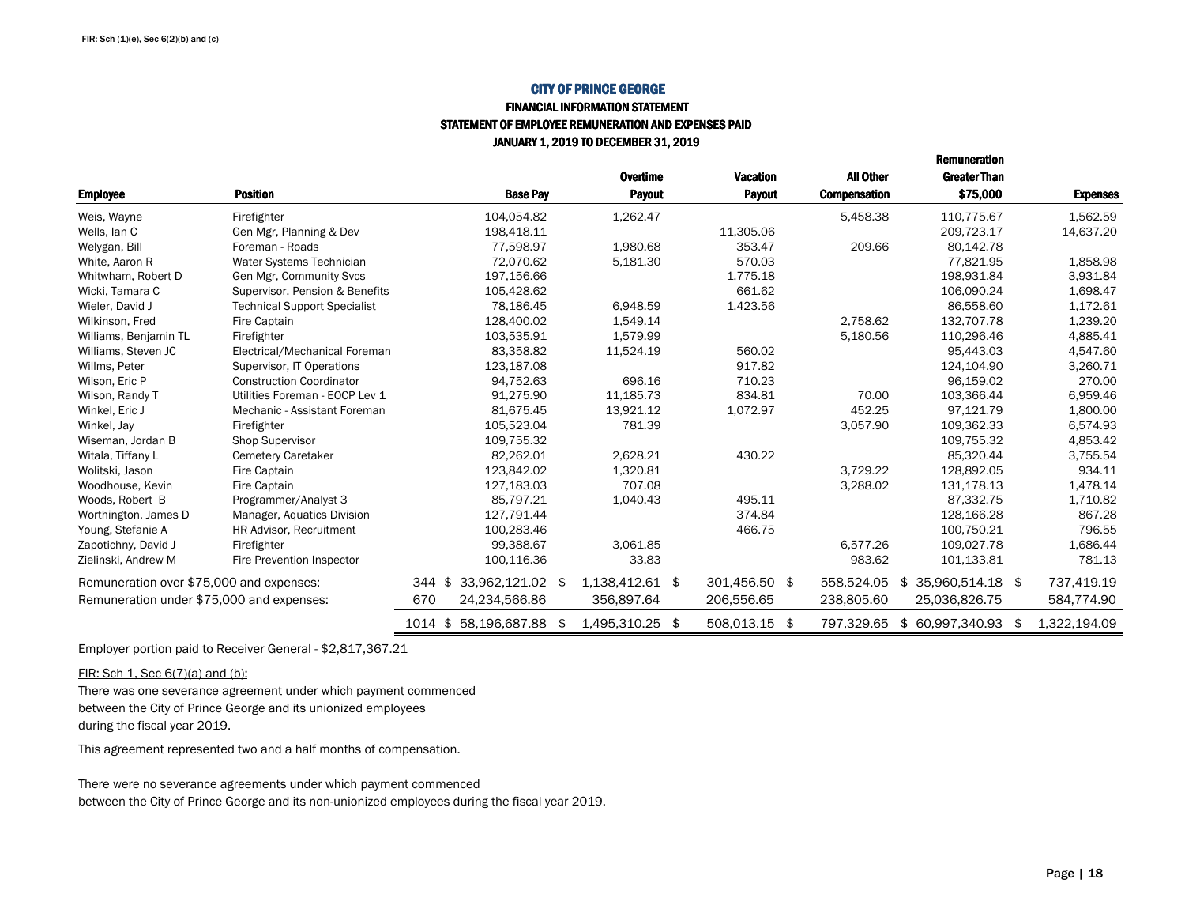FIR: Sch (1)(e), Sec 6(2)(b) and (c)

# CITY OF PRINCE GEORGE

## FINANCIAL INFORMATION STATEMENT

## STATEMENT OF EMPLOYEE REMUNERATION AND EXPENSES PAID

## JANUARY 1, 2019 TO DECEMBER 31, 2019

| Employee | Position | | Base Pay | Overtime Payout | Vacation Payout | All Other Compensation | Remuneration Greater Than $75,000 | Expenses |
|---|---|---|---|---|---|---|---|---|
| Weis, Wayne | Firefighter | | 104,054.82 | 1,262.47 | | 5,458.38 | 110,775.67 | 1,562.59 |
| Wells, Ian C | Gen Mgr, Planning & Dev | | 198,418.11 | | 11,305.06 | | 209,723.17 | 14,637.20 |
| Welygan, Bill | Foreman - Roads | | 77,598.97 | 1,980.68 | 353.47 | 209.66 | 80,142.78 | |
| White, Aaron R | Water Systems Technician | | 72,070.62 | 5,181.30 | 570.03 | | 77,821.95 | 1,858.98 |
| Whitwham, Robert D | Gen Mgr, Community Svcs | | 197,156.66 | | 1,775.18 | | 198,931.84 | 3,931.84 |
| Wicki, Tamara C | Supervisor, Pension & Benefits | | 105,428.62 | | 661.62 | | 106,090.24 | 1,698.47 |
| Wieler, David J | Technical Support Specialist | | 78,186.45 | 6,948.59 | 1,423.56 | | 86,558.60 | 1,172.61 |
| Wilkinson, Fred | Fire Captain | | 128,400.02 | 1,549.14 | | 2,758.62 | 132,707.78 | 1,239.20 |
| Williams, Benjamin TL | Firefighter | | 103,535.91 | 1,579.99 | | 5,180.56 | 110,296.46 | 4,885.41 |
| Williams, Steven JC | Electrical/Mechanical Foreman | | 83,358.82 | 11,524.19 | 560.02 | | 95,443.03 | 4,547.60 |
| Willms, Peter | Supervisor, IT Operations | | 123,187.08 | | 917.82 | | 124,104.90 | 3,260.71 |
| Wilson, Eric P | Construction Coordinator | | 94,752.63 | 696.16 | 710.23 | | 96,159.02 | 270.00 |
| Wilson, Randy T | Utilities Foreman - EOCP Lev 1 | | 91,275.90 | 11,185.73 | 834.81 | 70.00 | 103,366.44 | 6,959.46 |
| Winkel, Eric J | Mechanic - Assistant Foreman | | 81,675.45 | 13,921.12 | 1,072.97 | 452.25 | 97,121.79 | 1,800.00 |
| Winkel, Jay | Firefighter | | 105,523.04 | 781.39 | | 3,057.90 | 109,362.33 | 6,574.93 |
| Wiseman, Jordan B | Shop Supervisor | | 109,755.32 | | | | 109,755.32 | 4,853.42 |
| Witala, Tiffany L | Cemetery Caretaker | | 82,262.01 | 2,628.21 | 430.22 | | 85,320.44 | 3,755.54 |
| Wolitski, Jason | Fire Captain | | 123,842.02 | 1,320.81 | | 3,729.22 | 128,892.05 | 934.11 |
| Woodhouse, Kevin | Fire Captain | | 127,183.03 | 707.08 | | 3,288.02 | 131,178.13 | 1,478.14 |
| Woods, Robert B | Programmer/Analyst 3 | | 85,797.21 | 1,040.43 | 495.11 | | 87,332.75 | 1,710.82 |
| Worthington, James D | Manager, Aquatics Division | | 127,791.44 | | 374.84 | | 128,166.28 | 867.28 |
| Young, Stefanie A | HR Advisor, Recruitment | | 100,283.46 | | 466.75 | | 100,750.21 | 796.55 |
| Zapotichny, David J | Firefighter | | 99,388.67 | 3,061.85 | | 6,577.26 | 109,027.78 | 1,686.44 |
| Zielinski, Andrew M | Fire Prevention Inspector | | 100,116.36 | 33.83 | | 983.62 | 101,133.81 | 781.13 |
| Remuneration over $75,000 and expenses: | | 344 | $ 33,962,121.02 | $ 1,138,412.61 | $ 301,456.50 | $ 558,524.05 | $ 35,960,514.18 | $ 737,419.19 |
| Remuneration under $75,000 and expenses: | | 670 | 24,234,566.86 | 356,897.64 | 206,556.65 | 238,805.60 | 25,036,826.75 | 584,774.90 |
| | | 1014 | $ 58,196,687.88 | $ 1,495,310.25 | $ 508,013.15 | $ 797,329.65 | $ 60,997,340.93 | $ 1,322,194.09 |

Employer portion paid to Receiver General - $2,817,367.21

FIR: Sch 1, Sec 6(7)(a) and (b):

There was one severance agreement under which payment commenced between the City of Prince George and its unionized employees during the fiscal year 2019.

This agreement represented two and a half months of compensation.

There were no severance agreements under which payment commenced between the City of Prince George and its non-unionized employees during the fiscal year 2019.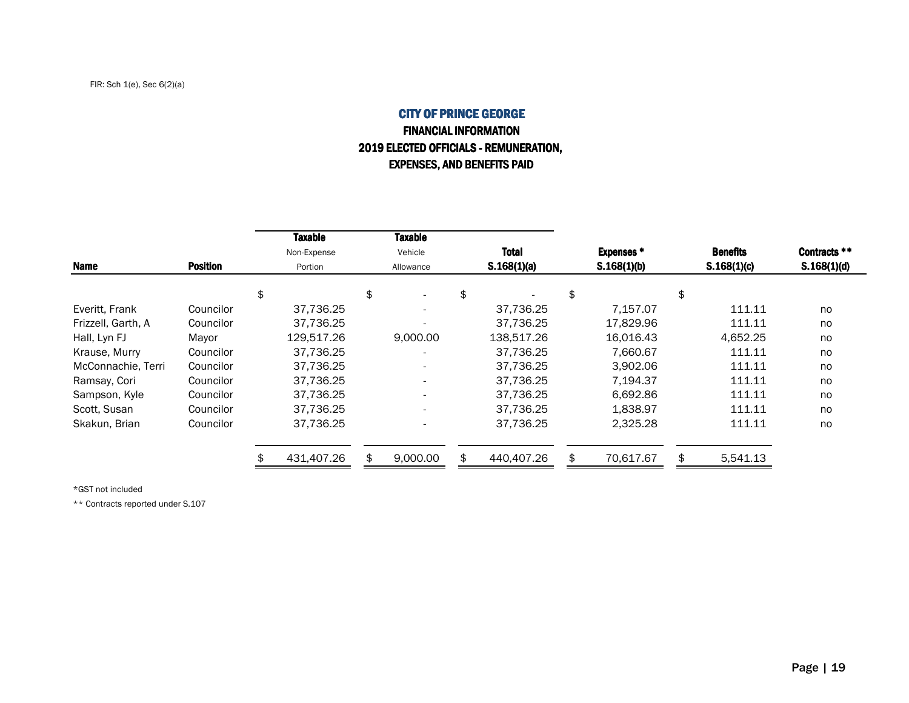FIR: Sch 1(e), Sec 6(2)(a)

# CITY OF PRINCE GEORGE

## FINANCIAL INFORMATION

## 2019 ELECTED OFFICIALS - REMUNERATION, EXPENSES, AND BENEFITS PAID

| Name | Position | **Taxable** Non-Expense Portion | **Taxable** Vehicle Allowance | **Total** S.168(1)(a) | **Expenses *** S.168(1)(b) | **Benefits** S.168(1)(c) | **Contracts **** S.168(1)(d) |
|---|---|---|---|---|---|---|---|
| | | $ | $ - | $ - | $ | $ | |
| Everitt, Frank | Councilor | 37,736.25 | - | 37,736.25 | 7,157.07 | 111.11 | no |
| Frizzell, Garth, A | Councilor | 37,736.25 | - | 37,736.25 | 17,829.96 | 111.11 | no |
| Hall, Lyn FJ | Mayor | 129,517.26 | 9,000.00 | 138,517.26 | 16,016.43 | 4,652.25 | no |
| Krause, Murry | Councilor | 37,736.25 | - | 37,736.25 | 7,660.67 | 111.11 | no |
| McConnachie, Terri | Councilor | 37,736.25 | - | 37,736.25 | 3,902.06 | 111.11 | no |
| Ramsay, Cori | Councilor | 37,736.25 | - | 37,736.25 | 7,194.37 | 111.11 | no |
| Sampson, Kyle | Councilor | 37,736.25 | - | 37,736.25 | 6,692.86 | 111.11 | no |
| Scott, Susan | Councilor | 37,736.25 | - | 37,736.25 | 1,838.97 | 111.11 | no |
| Skakun, Brian | Councilor | 37,736.25 | - | 37,736.25 | 2,325.28 | 111.11 | no |
| | | $ 431,407.26 | $ 9,000.00 | $ 440,407.26 | $ 70,617.67 | $ 5,541.13 | |

*GST not included

** Contracts reported under S.107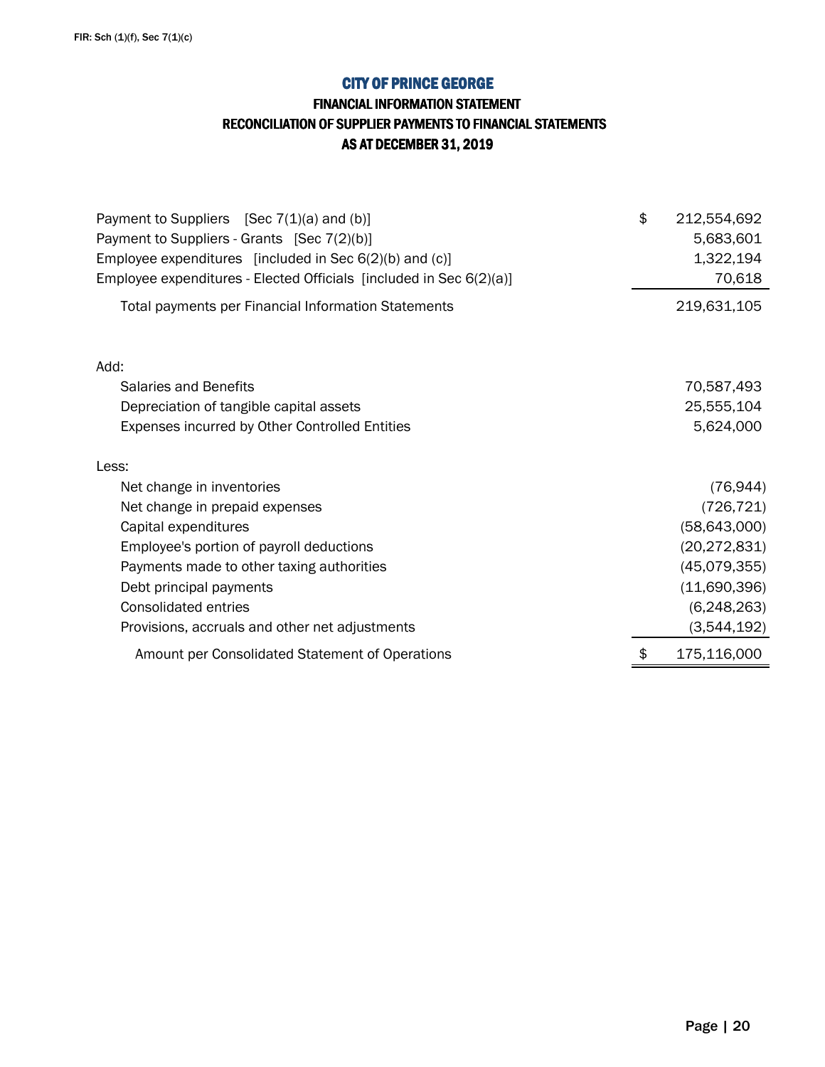FIR: Sch (1)(f), Sec 7(1)(c)

# CITY OF PRINCE GEORGE

## FINANCIAL INFORMATION STATEMENT
## RECONCILIATION OF SUPPLIER PAYMENTS TO FINANCIAL STATEMENTS
## AS AT DECEMBER 31, 2019

| | | |
|---|---|---|
| Payment to Suppliers [Sec 7(1)(a) and (b)] | $ | 212,554,692 |
| Payment to Suppliers - Grants [Sec 7(2)(b)] | | 5,683,601 |
| Employee expenditures [included in Sec 6(2)(b) and (c)] | | 1,322,194 |
| Employee expenditures - Elected Officials [included in Sec 6(2)(a)] | | 70,618 |
| Total payments per Financial Information Statements | | 219,631,105 |
| | | |
| Add: | | |
| Salaries and Benefits | | 70,587,493 |
| Depreciation of tangible capital assets | | 25,555,104 |
| Expenses incurred by Other Controlled Entities | | 5,624,000 |
| | | |
| Less: | | |
| Net change in inventories | | (76,944) |
| Net change in prepaid expenses | | (726,721) |
| Capital expenditures | | (58,643,000) |
| Employee's portion of payroll deductions | | (20,272,831) |
| Payments made to other taxing authorities | | (45,079,355) |
| Debt principal payments | | (11,690,396) |
| Consolidated entries | | (6,248,263) |
| Provisions, accruals and other net adjustments | | (3,544,192) |
| Amount per Consolidated Statement of Operations | $ | 175,116,000 |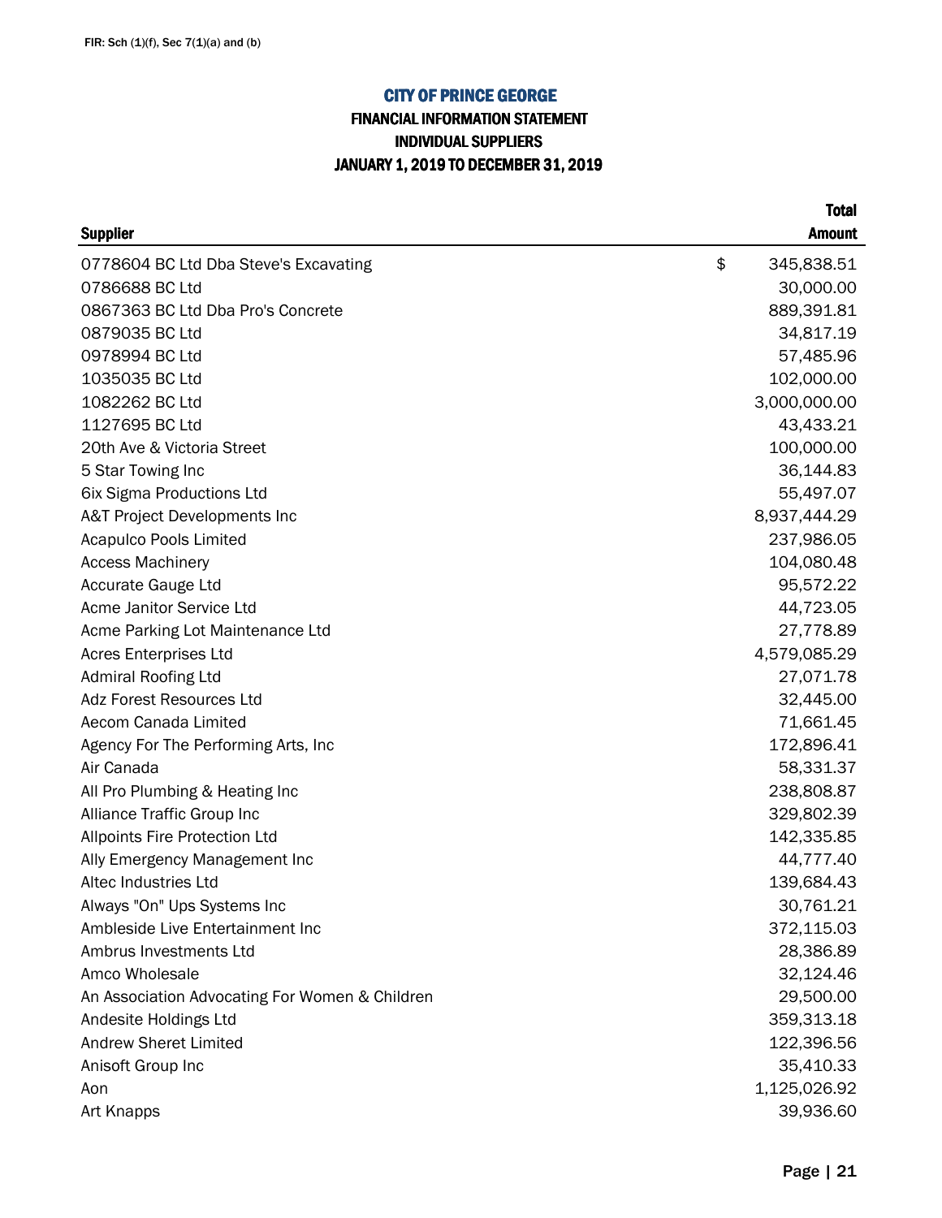FIR: Sch (1)(f), Sec 7(1)(a) and (b)

# CITY OF PRINCE GEORGE

## FINANCIAL INFORMATION STATEMENT
## INDIVIDUAL SUPPLIERS
## JANUARY 1, 2019 TO DECEMBER 31, 2019

| Supplier | Total Amount |
|---|---|
| 0778604 BC Ltd Dba Steve's Excavating | $ 345,838.51 |
| 0786688 BC Ltd | 30,000.00 |
| 0867363 BC Ltd Dba Pro's Concrete | 889,391.81 |
| 0879035 BC Ltd | 34,817.19 |
| 0978994 BC Ltd | 57,485.96 |
| 1035035 BC Ltd | 102,000.00 |
| 1082262 BC Ltd | 3,000,000.00 |
| 1127695 BC Ltd | 43,433.21 |
| 20th Ave & Victoria Street | 100,000.00 |
| 5 Star Towing Inc | 36,144.83 |
| 6ix Sigma Productions Ltd | 55,497.07 |
| A&T Project Developments Inc | 8,937,444.29 |
| Acapulco Pools Limited | 237,986.05 |
| Access Machinery | 104,080.48 |
| Accurate Gauge Ltd | 95,572.22 |
| Acme Janitor Service Ltd | 44,723.05 |
| Acme Parking Lot Maintenance Ltd | 27,778.89 |
| Acres Enterprises Ltd | 4,579,085.29 |
| Admiral Roofing Ltd | 27,071.78 |
| Adz Forest Resources Ltd | 32,445.00 |
| Aecom Canada Limited | 71,661.45 |
| Agency For The Performing Arts, Inc | 172,896.41 |
| Air Canada | 58,331.37 |
| All Pro Plumbing & Heating Inc | 238,808.87 |
| Alliance Traffic Group Inc | 329,802.39 |
| Allpoints Fire Protection Ltd | 142,335.85 |
| Ally Emergency Management Inc | 44,777.40 |
| Altec Industries Ltd | 139,684.43 |
| Always "On" Ups Systems Inc | 30,761.21 |
| Ambleside Live Entertainment Inc | 372,115.03 |
| Ambrus Investments Ltd | 28,386.89 |
| Amco Wholesale | 32,124.46 |
| An Association Advocating For Women & Children | 29,500.00 |
| Andesite Holdings Ltd | 359,313.18 |
| Andrew Sheret Limited | 122,396.56 |
| Anisoft Group Inc | 35,410.33 |
| Aon | 1,125,026.92 |
| Art Knapps | 39,936.60 |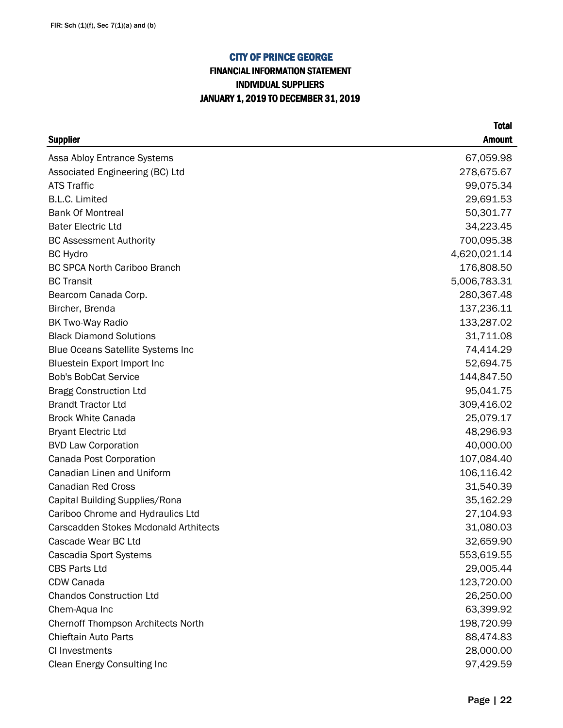FIR: Sch (1)(f), Sec 7(1)(a) and (b)

# CITY OF PRINCE GEORGE

## FINANCIAL INFORMATION STATEMENT
## INDIVIDUAL SUPPLIERS
## JANUARY 1, 2019 TO DECEMBER 31, 2019

| Supplier | Total Amount |
|---|---:|
| Assa Abloy Entrance Systems | 67,059.98 |
| Associated Engineering (BC) Ltd | 278,675.67 |
| ATS Traffic | 99,075.34 |
| B.L.C. Limited | 29,691.53 |
| Bank Of Montreal | 50,301.77 |
| Bater Electric Ltd | 34,223.45 |
| BC Assessment Authority | 700,095.38 |
| BC Hydro | 4,620,021.14 |
| BC SPCA North Cariboo Branch | 176,808.50 |
| BC Transit | 5,006,783.31 |
| Bearcom Canada Corp. | 280,367.48 |
| Bircher, Brenda | 137,236.11 |
| BK Two-Way Radio | 133,287.02 |
| Black Diamond Solutions | 31,711.08 |
| Blue Oceans Satellite Systems Inc | 74,414.29 |
| Bluestein Export Import Inc | 52,694.75 |
| Bob's BobCat Service | 144,847.50 |
| Bragg Construction Ltd | 95,041.75 |
| Brandt Tractor Ltd | 309,416.02 |
| Brock White Canada | 25,079.17 |
| Bryant Electric Ltd | 48,296.93 |
| BVD Law Corporation | 40,000.00 |
| Canada Post Corporation | 107,084.40 |
| Canadian Linen and Uniform | 106,116.42 |
| Canadian Red Cross | 31,540.39 |
| Capital Building Supplies/Rona | 35,162.29 |
| Cariboo Chrome and Hydraulics Ltd | 27,104.93 |
| Carscadden Stokes Mcdonald Arthitects | 31,080.03 |
| Cascade Wear BC Ltd | 32,659.90 |
| Cascadia Sport Systems | 553,619.55 |
| CBS Parts Ltd | 29,005.44 |
| CDW Canada | 123,720.00 |
| Chandos Construction Ltd | 26,250.00 |
| Chem-Aqua Inc | 63,399.92 |
| Chernoff Thompson Architects North | 198,720.99 |
| Chieftain Auto Parts | 88,474.83 |
| CI Investments | 28,000.00 |
| Clean Energy Consulting Inc | 97,429.59 |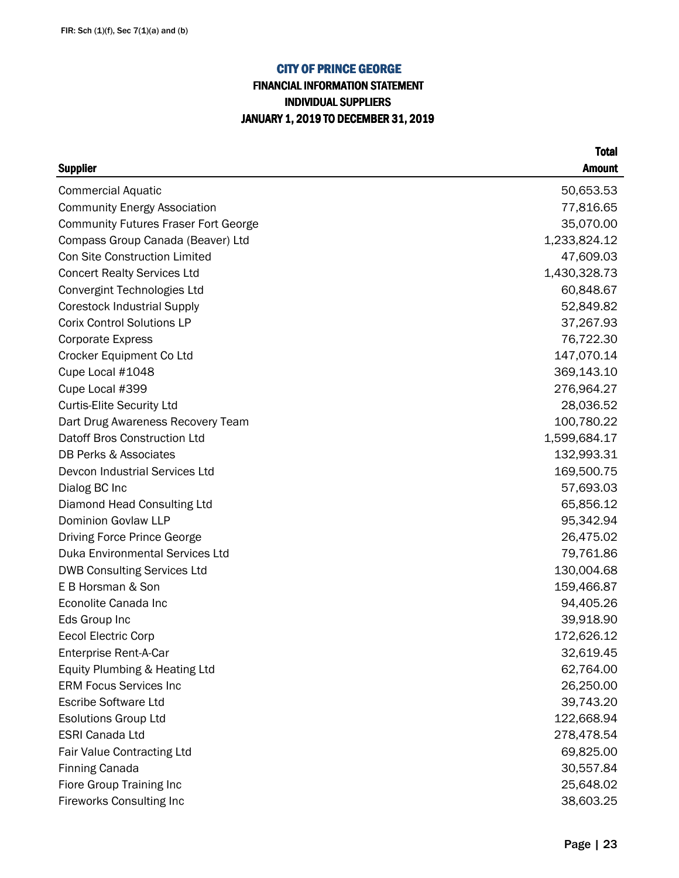FIR: Sch (1)(f), Sec 7(1)(a) and (b)

# CITY OF PRINCE GEORGE

## FINANCIAL INFORMATION STATEMENT

## INDIVIDUAL SUPPLIERS

## JANUARY 1, 2019 TO DECEMBER 31, 2019

| Supplier | Total Amount |
|---|---:|
| Commercial Aquatic | 50,653.53 |
| Community Energy Association | 77,816.65 |
| Community Futures Fraser Fort George | 35,070.00 |
| Compass Group Canada (Beaver) Ltd | 1,233,824.12 |
| Con Site Construction Limited | 47,609.03 |
| Concert Realty Services Ltd | 1,430,328.73 |
| Convergint Technologies Ltd | 60,848.67 |
| Corestock Industrial Supply | 52,849.82 |
| Corix Control Solutions LP | 37,267.93 |
| Corporate Express | 76,722.30 |
| Crocker Equipment Co Ltd | 147,070.14 |
| Cupe Local #1048 | 369,143.10 |
| Cupe Local #399 | 276,964.27 |
| Curtis-Elite Security Ltd | 28,036.52 |
| Dart Drug Awareness Recovery Team | 100,780.22 |
| Datoff Bros Construction Ltd | 1,599,684.17 |
| DB Perks & Associates | 132,993.31 |
| Devcon Industrial Services Ltd | 169,500.75 |
| Dialog BC Inc | 57,693.03 |
| Diamond Head Consulting Ltd | 65,856.12 |
| Dominion Govlaw LLP | 95,342.94 |
| Driving Force Prince George | 26,475.02 |
| Duka Environmental Services Ltd | 79,761.86 |
| DWB Consulting Services Ltd | 130,004.68 |
| E B Horsman & Son | 159,466.87 |
| Econolite Canada Inc | 94,405.26 |
| Eds Group Inc | 39,918.90 |
| Eecol Electric Corp | 172,626.12 |
| Enterprise Rent-A-Car | 32,619.45 |
| Equity Plumbing & Heating Ltd | 62,764.00 |
| ERM Focus Services Inc | 26,250.00 |
| Escribe Software Ltd | 39,743.20 |
| Esolutions Group Ltd | 122,668.94 |
| ESRI Canada Ltd | 278,478.54 |
| Fair Value Contracting Ltd | 69,825.00 |
| Finning Canada | 30,557.84 |
| Fiore Group Training Inc | 25,648.02 |
| Fireworks Consulting Inc | 38,603.25 |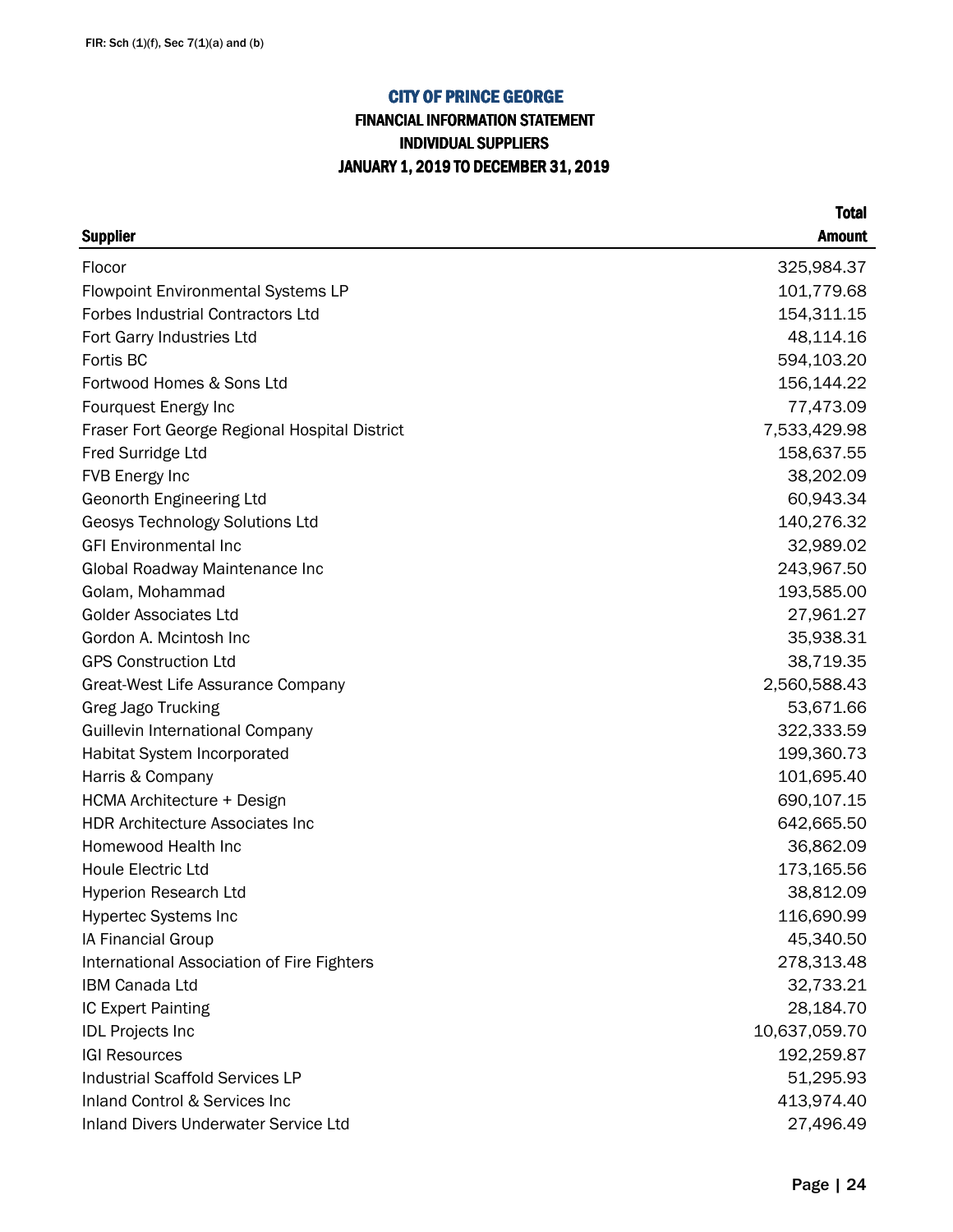FIR: Sch (1)(f), Sec 7(1)(a) and (b)

# CITY OF PRINCE GEORGE

## FINANCIAL INFORMATION STATEMENT
## INDIVIDUAL SUPPLIERS
## JANUARY 1, 2019 TO DECEMBER 31, 2019

| Supplier | Total Amount |
|---|---:|
| Flocor | 325,984.37 |
| Flowpoint Environmental Systems LP | 101,779.68 |
| Forbes Industrial Contractors Ltd | 154,311.15 |
| Fort Garry Industries Ltd | 48,114.16 |
| Fortis BC | 594,103.20 |
| Fortwood Homes & Sons Ltd | 156,144.22 |
| Fourquest Energy Inc | 77,473.09 |
| Fraser Fort George Regional Hospital District | 7,533,429.98 |
| Fred Surridge Ltd | 158,637.55 |
| FVB Energy Inc | 38,202.09 |
| Geonorth Engineering Ltd | 60,943.34 |
| Geosys Technology Solutions Ltd | 140,276.32 |
| GFI Environmental Inc | 32,989.02 |
| Global Roadway Maintenance Inc | 243,967.50 |
| Golam, Mohammad | 193,585.00 |
| Golder Associates Ltd | 27,961.27 |
| Gordon A. Mcintosh Inc | 35,938.31 |
| GPS Construction Ltd | 38,719.35 |
| Great-West Life Assurance Company | 2,560,588.43 |
| Greg Jago Trucking | 53,671.66 |
| Guillevin International Company | 322,333.59 |
| Habitat System Incorporated | 199,360.73 |
| Harris & Company | 101,695.40 |
| HCMA Architecture + Design | 690,107.15 |
| HDR Architecture Associates Inc | 642,665.50 |
| Homewood Health Inc | 36,862.09 |
| Houle Electric Ltd | 173,165.56 |
| Hyperion Research Ltd | 38,812.09 |
| Hypertec Systems Inc | 116,690.99 |
| IA Financial Group | 45,340.50 |
| International Association of Fire Fighters | 278,313.48 |
| IBM Canada Ltd | 32,733.21 |
| IC Expert Painting | 28,184.70 |
| IDL Projects Inc | 10,637,059.70 |
| IGI Resources | 192,259.87 |
| Industrial Scaffold Services LP | 51,295.93 |
| Inland Control & Services Inc | 413,974.40 |
| Inland Divers Underwater Service Ltd | 27,496.49 |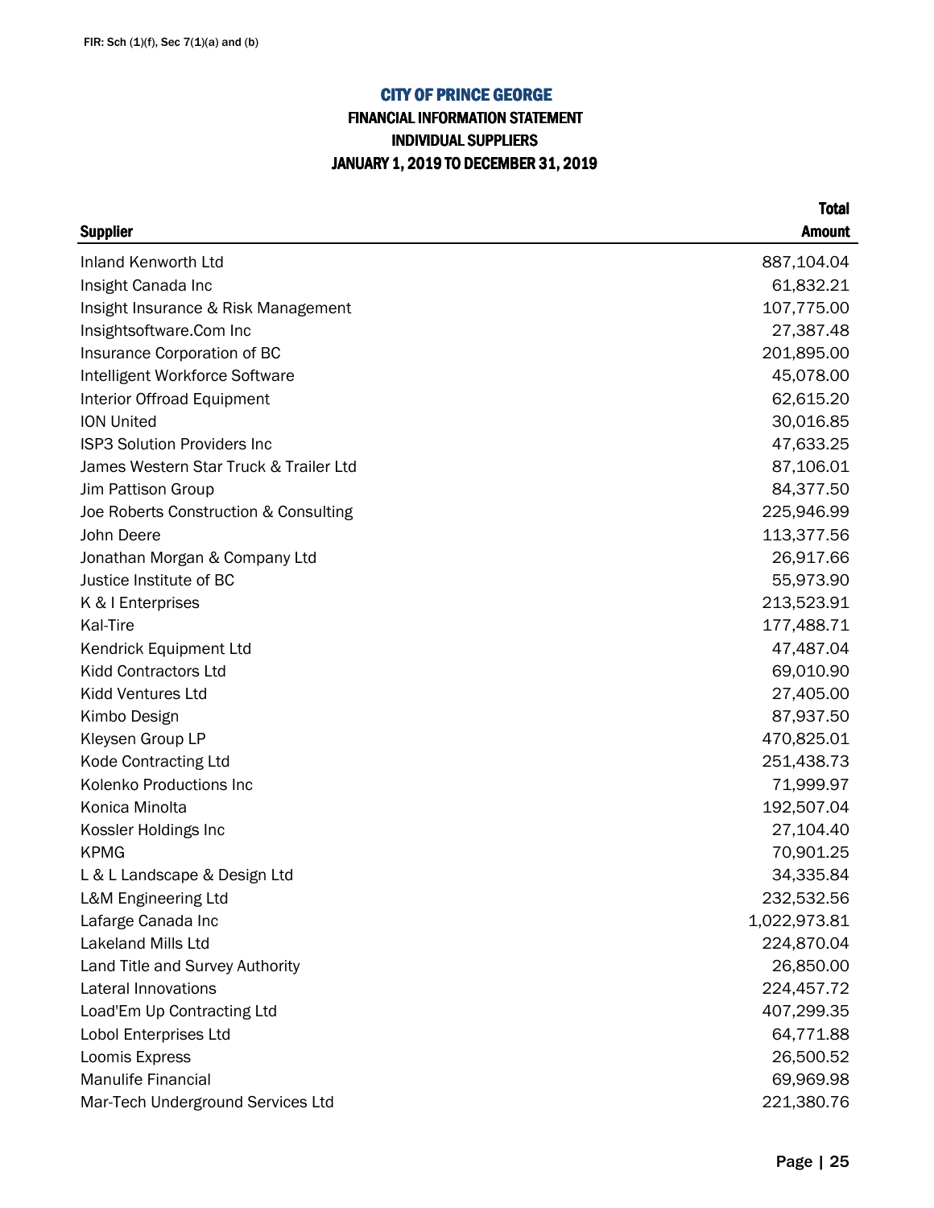FIR: Sch (1)(f), Sec 7(1)(a) and (b)

# CITY OF PRINCE GEORGE

## FINANCIAL INFORMATION STATEMENT
## INDIVIDUAL SUPPLIERS
## JANUARY 1, 2019 TO DECEMBER 31, 2019

| Supplier | Total Amount |
|---|---:|
| Inland Kenworth Ltd | 887,104.04 |
| Insight Canada Inc | 61,832.21 |
| Insight Insurance & Risk Management | 107,775.00 |
| Insightsoftware.Com Inc | 27,387.48 |
| Insurance Corporation of BC | 201,895.00 |
| Intelligent Workforce Software | 45,078.00 |
| Interior Offroad Equipment | 62,615.20 |
| ION United | 30,016.85 |
| ISP3 Solution Providers Inc | 47,633.25 |
| James Western Star Truck & Trailer Ltd | 87,106.01 |
| Jim Pattison Group | 84,377.50 |
| Joe Roberts Construction & Consulting | 225,946.99 |
| John Deere | 113,377.56 |
| Jonathan Morgan & Company Ltd | 26,917.66 |
| Justice Institute of BC | 55,973.90 |
| K & I Enterprises | 213,523.91 |
| Kal-Tire | 177,488.71 |
| Kendrick Equipment Ltd | 47,487.04 |
| Kidd Contractors Ltd | 69,010.90 |
| Kidd Ventures Ltd | 27,405.00 |
| Kimbo Design | 87,937.50 |
| Kleysen Group LP | 470,825.01 |
| Kode Contracting Ltd | 251,438.73 |
| Kolenko Productions Inc | 71,999.97 |
| Konica Minolta | 192,507.04 |
| Kossler Holdings Inc | 27,104.40 |
| KPMG | 70,901.25 |
| L & L Landscape & Design Ltd | 34,335.84 |
| L&M Engineering Ltd | 232,532.56 |
| Lafarge Canada Inc | 1,022,973.81 |
| Lakeland Mills Ltd | 224,870.04 |
| Land Title and Survey Authority | 26,850.00 |
| Lateral Innovations | 224,457.72 |
| Load'Em Up Contracting Ltd | 407,299.35 |
| Lobol Enterprises Ltd | 64,771.88 |
| Loomis Express | 26,500.52 |
| Manulife Financial | 69,969.98 |
| Mar-Tech Underground Services Ltd | 221,380.76 |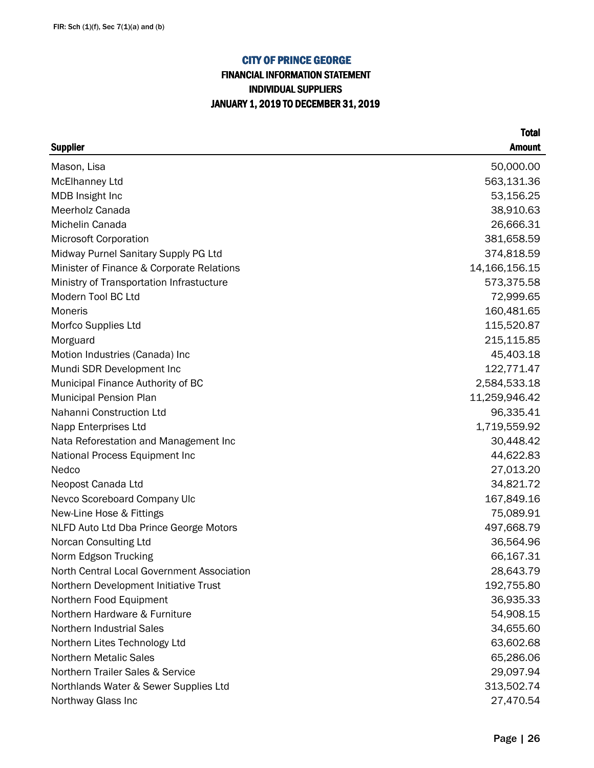FIR: Sch (1)(f), Sec 7(1)(a) and (b)

# CITY OF PRINCE GEORGE

## FINANCIAL INFORMATION STATEMENT
## INDIVIDUAL SUPPLIERS
## JANUARY 1, 2019 TO DECEMBER 31, 2019

| Supplier | Total Amount |
|---|---:|
| Mason, Lisa | 50,000.00 |
| McElhanney Ltd | 563,131.36 |
| MDB Insight Inc | 53,156.25 |
| Meerholz Canada | 38,910.63 |
| Michelin Canada | 26,666.31 |
| Microsoft Corporation | 381,658.59 |
| Midway Purnel Sanitary Supply PG Ltd | 374,818.59 |
| Minister of Finance & Corporate Relations | 14,166,156.15 |
| Ministry of Transportation Infrastucture | 573,375.58 |
| Modern Tool BC Ltd | 72,999.65 |
| Moneris | 160,481.65 |
| Morfco Supplies Ltd | 115,520.87 |
| Morguard | 215,115.85 |
| Motion Industries (Canada) Inc | 45,403.18 |
| Mundi SDR Development Inc | 122,771.47 |
| Municipal Finance Authority of BC | 2,584,533.18 |
| Municipal Pension Plan | 11,259,946.42 |
| Nahanni Construction Ltd | 96,335.41 |
| Napp Enterprises Ltd | 1,719,559.92 |
| Nata Reforestation and Management Inc | 30,448.42 |
| National Process Equipment Inc | 44,622.83 |
| Nedco | 27,013.20 |
| Neopost Canada Ltd | 34,821.72 |
| Nevco Scoreboard Company Ulc | 167,849.16 |
| New-Line Hose & Fittings | 75,089.91 |
| NLFD Auto Ltd Dba Prince George Motors | 497,668.79 |
| Norcan Consulting Ltd | 36,564.96 |
| Norm Edgson Trucking | 66,167.31 |
| North Central Local Government Association | 28,643.79 |
| Northern Development Initiative Trust | 192,755.80 |
| Northern Food Equipment | 36,935.33 |
| Northern Hardware & Furniture | 54,908.15 |
| Northern Industrial Sales | 34,655.60 |
| Northern Lites Technology Ltd | 63,602.68 |
| Northern Metalic Sales | 65,286.06 |
| Northern Trailer Sales & Service | 29,097.94 |
| Northlands Water & Sewer Supplies Ltd | 313,502.74 |
| Northway Glass Inc | 27,470.54 |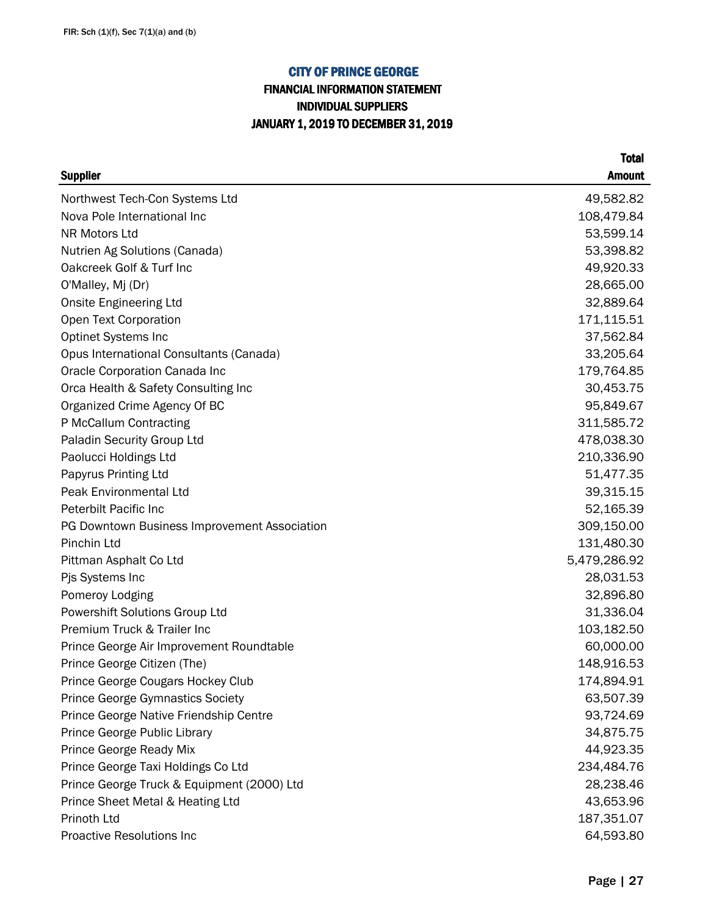FIR: Sch (1)(f), Sec 7(1)(a) and (b)

# CITY OF PRINCE GEORGE

## FINANCIAL INFORMATION STATEMENT
## INDIVIDUAL SUPPLIERS
## JANUARY 1, 2019 TO DECEMBER 31, 2019

| Supplier | Total Amount |
|---|---:|
| Northwest Tech-Con Systems Ltd | 49,582.82 |
| Nova Pole International Inc | 108,479.84 |
| NR Motors Ltd | 53,599.14 |
| Nutrien Ag Solutions (Canada) | 53,398.82 |
| Oakcreek Golf & Turf Inc | 49,920.33 |
| O'Malley, Mj (Dr) | 28,665.00 |
| Onsite Engineering Ltd | 32,889.64 |
| Open Text Corporation | 171,115.51 |
| Optinet Systems Inc | 37,562.84 |
| Opus International Consultants (Canada) | 33,205.64 |
| Oracle Corporation Canada Inc | 179,764.85 |
| Orca Health & Safety Consulting Inc | 30,453.75 |
| Organized Crime Agency Of BC | 95,849.67 |
| P McCallum Contracting | 311,585.72 |
| Paladin Security Group Ltd | 478,038.30 |
| Paolucci Holdings Ltd | 210,336.90 |
| Papyrus Printing Ltd | 51,477.35 |
| Peak Environmental Ltd | 39,315.15 |
| Peterbilt Pacific Inc | 52,165.39 |
| PG Downtown Business Improvement Association | 309,150.00 |
| Pinchin Ltd | 131,480.30 |
| Pittman Asphalt Co Ltd | 5,479,286.92 |
| Pjs Systems Inc | 28,031.53 |
| Pomeroy Lodging | 32,896.80 |
| Powershift Solutions Group Ltd | 31,336.04 |
| Premium Truck & Trailer Inc | 103,182.50 |
| Prince George Air Improvement Roundtable | 60,000.00 |
| Prince George Citizen (The) | 148,916.53 |
| Prince George Cougars Hockey Club | 174,894.91 |
| Prince George Gymnastics Society | 63,507.39 |
| Prince George Native Friendship Centre | 93,724.69 |
| Prince George Public Library | 34,875.75 |
| Prince George Ready Mix | 44,923.35 |
| Prince George Taxi Holdings Co Ltd | 234,484.76 |
| Prince George Truck & Equipment (2000) Ltd | 28,238.46 |
| Prince Sheet Metal & Heating Ltd | 43,653.96 |
| Prinoth Ltd | 187,351.07 |
| Proactive Resolutions Inc | 64,593.80 |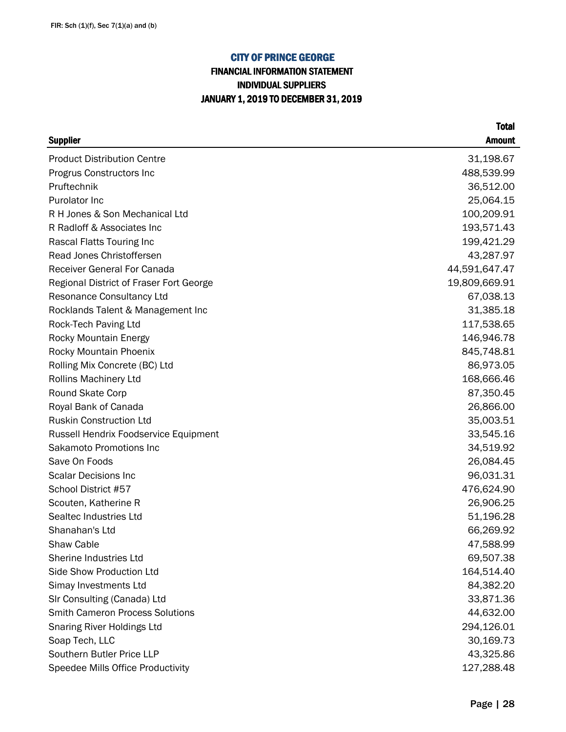FIR: Sch (1)(f), Sec 7(1)(a) and (b)

# CITY OF PRINCE GEORGE

## FINANCIAL INFORMATION STATEMENT
## INDIVIDUAL SUPPLIERS
## JANUARY 1, 2019 TO DECEMBER 31, 2019

| Supplier | Total Amount |
|---|---:|
| Product Distribution Centre | 31,198.67 |
| Progrus Constructors Inc | 488,539.99 |
| Pruftechnik | 36,512.00 |
| Purolator Inc | 25,064.15 |
| R H Jones & Son Mechanical Ltd | 100,209.91 |
| R Radloff & Associates Inc | 193,571.43 |
| Rascal Flatts Touring Inc | 199,421.29 |
| Read Jones Christoffersen | 43,287.97 |
| Receiver General For Canada | 44,591,647.47 |
| Regional District of Fraser Fort George | 19,809,669.91 |
| Resonance Consultancy Ltd | 67,038.13 |
| Rocklands Talent & Management Inc | 31,385.18 |
| Rock-Tech Paving Ltd | 117,538.65 |
| Rocky Mountain Energy | 146,946.78 |
| Rocky Mountain Phoenix | 845,748.81 |
| Rolling Mix Concrete (BC) Ltd | 86,973.05 |
| Rollins Machinery Ltd | 168,666.46 |
| Round Skate Corp | 87,350.45 |
| Royal Bank of Canada | 26,866.00 |
| Ruskin Construction Ltd | 35,003.51 |
| Russell Hendrix Foodservice Equipment | 33,545.16 |
| Sakamoto Promotions Inc | 34,519.92 |
| Save On Foods | 26,084.45 |
| Scalar Decisions Inc | 96,031.31 |
| School District #57 | 476,624.90 |
| Scouten, Katherine R | 26,906.25 |
| Sealtec Industries Ltd | 51,196.28 |
| Shanahan's Ltd | 66,269.92 |
| Shaw Cable | 47,588.99 |
| Sherine Industries Ltd | 69,507.38 |
| Side Show Production Ltd | 164,514.40 |
| Simay Investments Ltd | 84,382.20 |
| Slr Consulting (Canada) Ltd | 33,871.36 |
| Smith Cameron Process Solutions | 44,632.00 |
| Snaring River Holdings Ltd | 294,126.01 |
| Soap Tech, LLC | 30,169.73 |
| Southern Butler Price LLP | 43,325.86 |
| Speedee Mills Office Productivity | 127,288.48 |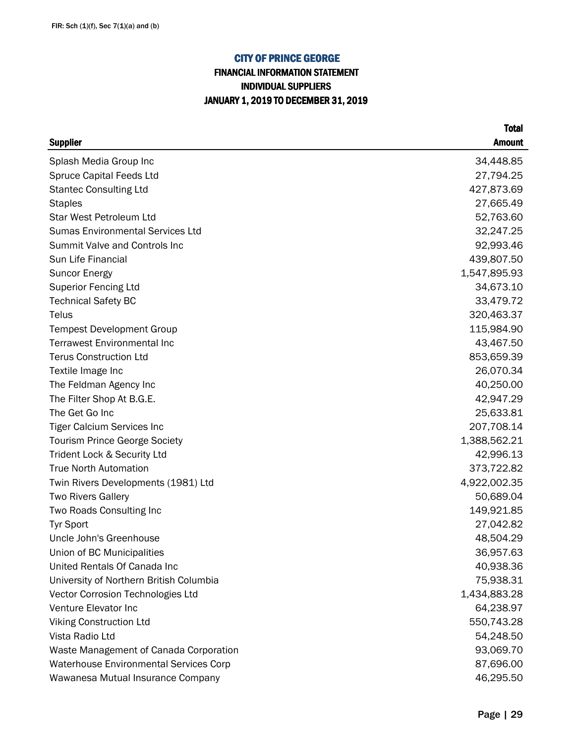FIR: Sch (1)(f), Sec 7(1)(a) and (b)

## CITY OF PRINCE GEORGE

### FINANCIAL INFORMATION STATEMENT
### INDIVIDUAL SUPPLIERS
### JANUARY 1, 2019 TO DECEMBER 31, 2019

| Supplier | Total Amount |
|---|---:|
| Splash Media Group Inc | 34,448.85 |
| Spruce Capital Feeds Ltd | 27,794.25 |
| Stantec Consulting Ltd | 427,873.69 |
| Staples | 27,665.49 |
| Star West Petroleum Ltd | 52,763.60 |
| Sumas Environmental Services Ltd | 32,247.25 |
| Summit Valve and Controls Inc | 92,993.46 |
| Sun Life Financial | 439,807.50 |
| Suncor Energy | 1,547,895.93 |
| Superior Fencing Ltd | 34,673.10 |
| Technical Safety BC | 33,479.72 |
| Telus | 320,463.37 |
| Tempest Development Group | 115,984.90 |
| Terrawest Environmental Inc | 43,467.50 |
| Terus Construction Ltd | 853,659.39 |
| Textile Image Inc | 26,070.34 |
| The Feldman Agency Inc | 40,250.00 |
| The Filter Shop At B.G.E. | 42,947.29 |
| The Get Go Inc | 25,633.81 |
| Tiger Calcium Services Inc | 207,708.14 |
| Tourism Prince George Society | 1,388,562.21 |
| Trident Lock & Security Ltd | 42,996.13 |
| True North Automation | 373,722.82 |
| Twin Rivers Developments (1981) Ltd | 4,922,002.35 |
| Two Rivers Gallery | 50,689.04 |
| Two Roads Consulting Inc | 149,921.85 |
| Tyr Sport | 27,042.82 |
| Uncle John's Greenhouse | 48,504.29 |
| Union of BC Municipalities | 36,957.63 |
| United Rentals Of Canada Inc | 40,938.36 |
| University of Northern British Columbia | 75,938.31 |
| Vector Corrosion Technologies Ltd | 1,434,883.28 |
| Venture Elevator Inc | 64,238.97 |
| Viking Construction Ltd | 550,743.28 |
| Vista Radio Ltd | 54,248.50 |
| Waste Management of Canada Corporation | 93,069.70 |
| Waterhouse Environmental Services Corp | 87,696.00 |
| Wawanesa Mutual Insurance Company | 46,295.50 |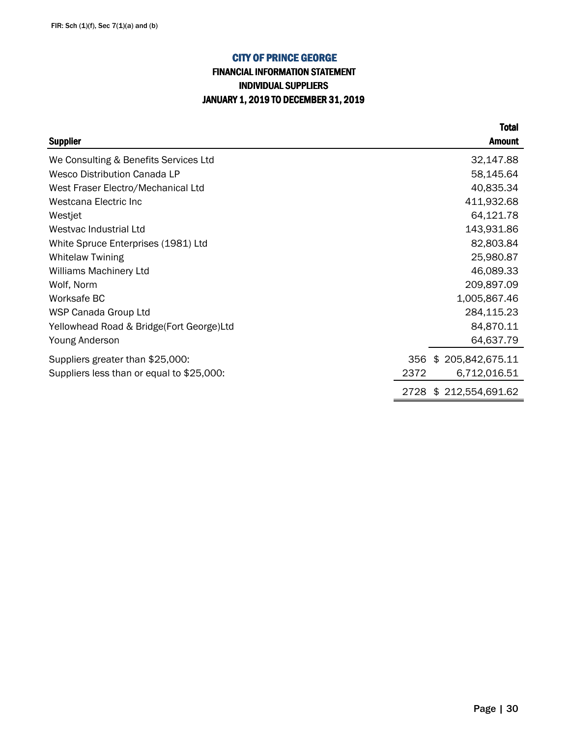FIR: Sch (1)(f), Sec 7(1)(a) and (b)

## CITY OF PRINCE GEORGE

### FINANCIAL INFORMATION STATEMENT
### INDIVIDUAL SUPPLIERS
### JANUARY 1, 2019 TO DECEMBER 31, 2019

| Supplier | | Total Amount |
|---|---|---|
| We Consulting & Benefits Services Ltd | | 32,147.88 |
| Wesco Distribution Canada LP | | 58,145.64 |
| West Fraser Electro/Mechanical Ltd | | 40,835.34 |
| Westcana Electric Inc | | 411,932.68 |
| Westjet | | 64,121.78 |
| Westvac Industrial Ltd | | 143,931.86 |
| White Spruce Enterprises (1981) Ltd | | 82,803.84 |
| Whitelaw Twining | | 25,980.87 |
| Williams Machinery Ltd | | 46,089.33 |
| Wolf, Norm | | 209,897.09 |
| Worksafe BC | | 1,005,867.46 |
| WSP Canada Group Ltd | | 284,115.23 |
| Yellowhead Road & Bridge(Fort George)Ltd | | 84,870.11 |
| Young Anderson | | 64,637.79 |
| Suppliers greater than $25,000: | 356 | $ 205,842,675.11 |
| Suppliers less than or equal to $25,000: | 2372 | 6,712,016.51 |
| | 2728 | $ 212,554,691.62 |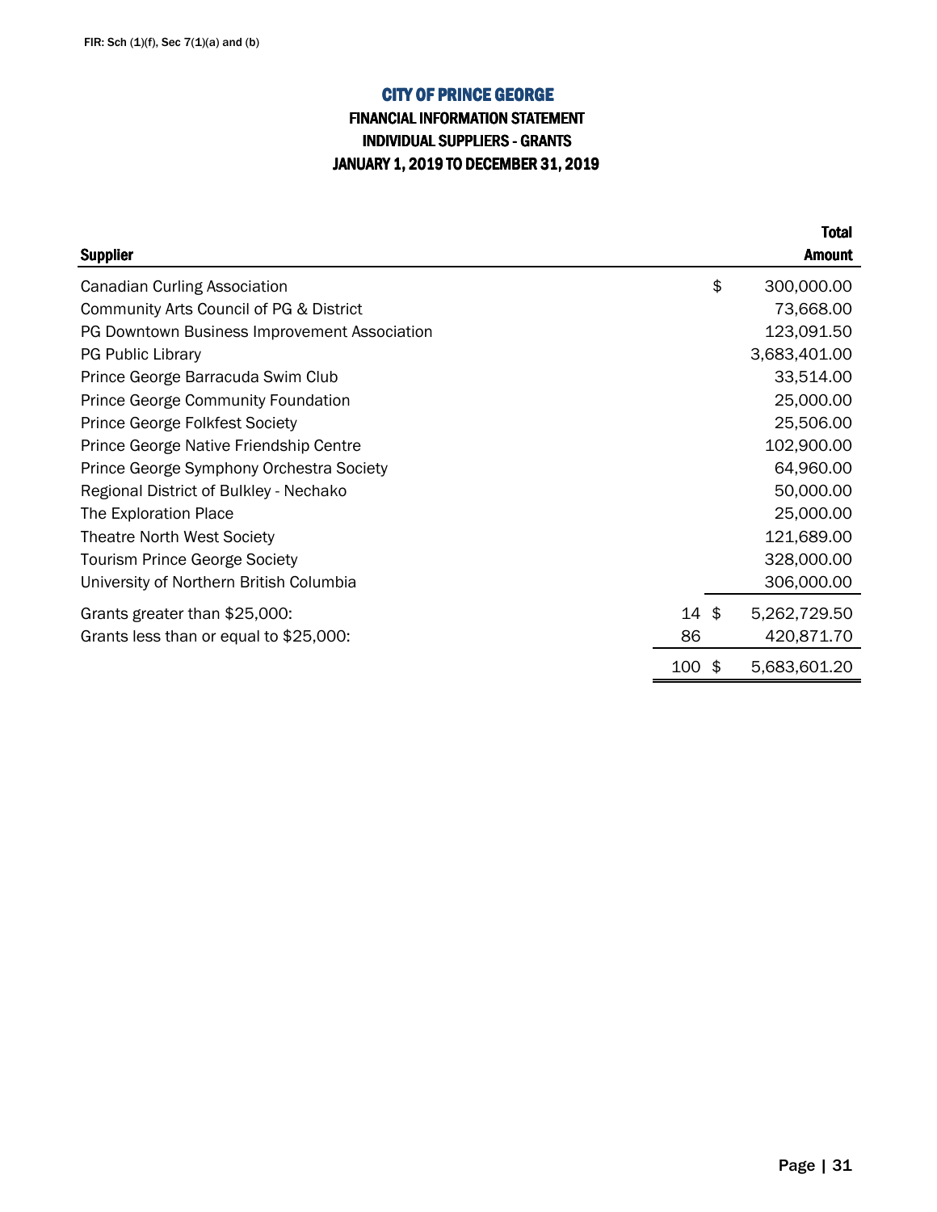FIR: Sch (1)(f), Sec 7(1)(a) and (b)

# CITY OF PRINCE GEORGE

## FINANCIAL INFORMATION STATEMENT
## INDIVIDUAL SUPPLIERS - GRANTS
## JANUARY 1, 2019 TO DECEMBER 31, 2019

| Supplier | | Total Amount |
|---|---|---|
| Canadian Curling Association | | $ 300,000.00 |
| Community Arts Council of PG & District | | 73,668.00 |
| PG Downtown Business Improvement Association | | 123,091.50 |
| PG Public Library | | 3,683,401.00 |
| Prince George Barracuda Swim Club | | 33,514.00 |
| Prince George Community Foundation | | 25,000.00 |
| Prince George Folkfest Society | | 25,506.00 |
| Prince George Native Friendship Centre | | 102,900.00 |
| Prince George Symphony Orchestra Society | | 64,960.00 |
| Regional District of Bulkley - Nechako | | 50,000.00 |
| The Exploration Place | | 25,000.00 |
| Theatre North West Society | | 121,689.00 |
| Tourism Prince George Society | | 328,000.00 |
| University of Northern British Columbia | | 306,000.00 |
| Grants greater than $25,000: | 14 | $ 5,262,729.50 |
| Grants less than or equal to $25,000: | 86 | 420,871.70 |
| | 100 | $ 5,683,601.20 |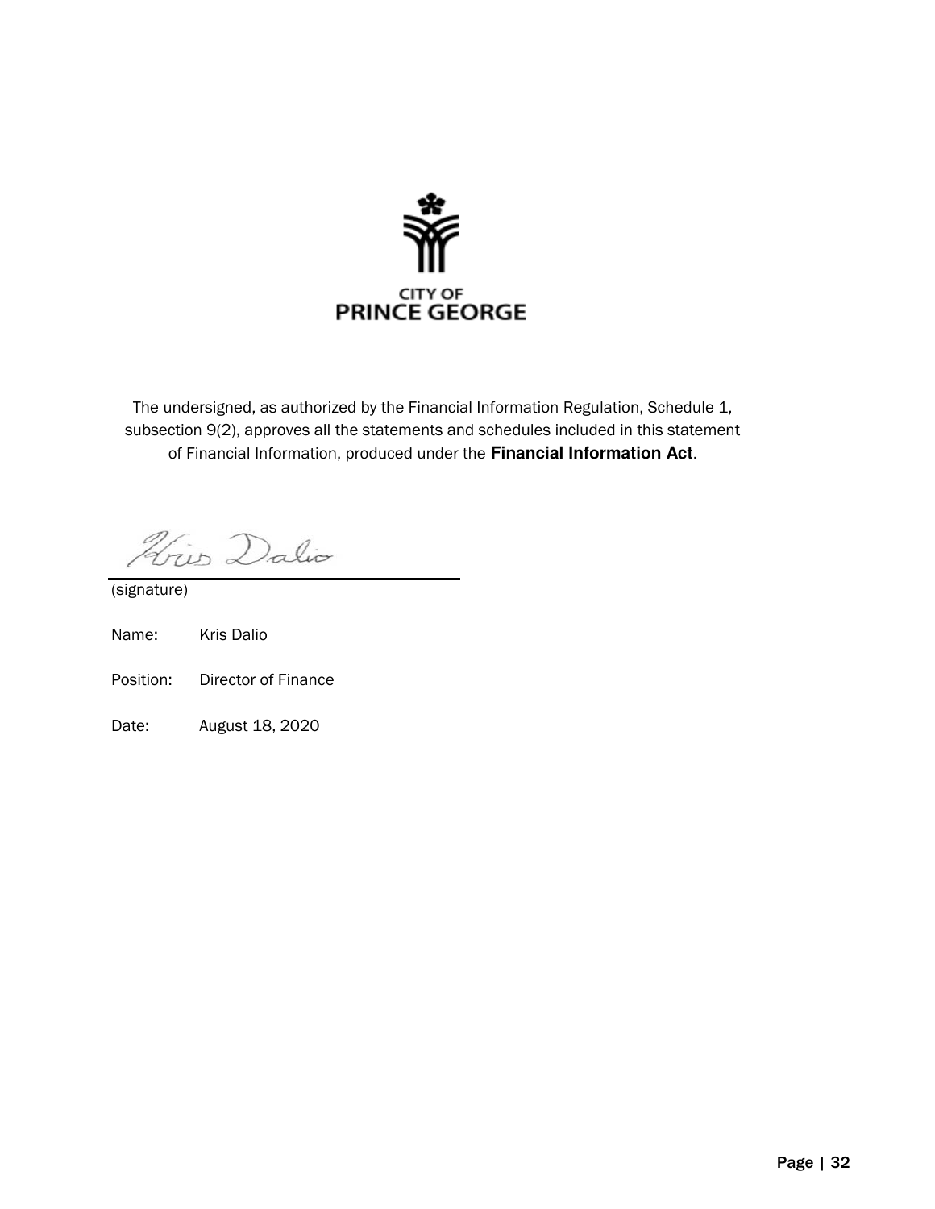CITY OF
PRINCE GEORGE

The undersigned, as authorized by the Financial Information Regulation, Schedule 1, subsection 9(2), approves all the statements and schedules included in this statement of Financial Information, produced under the **Financial Information Act**.

(signature)

Name: Kris Dalio

Position: Director of Finance

Date: August 18, 2020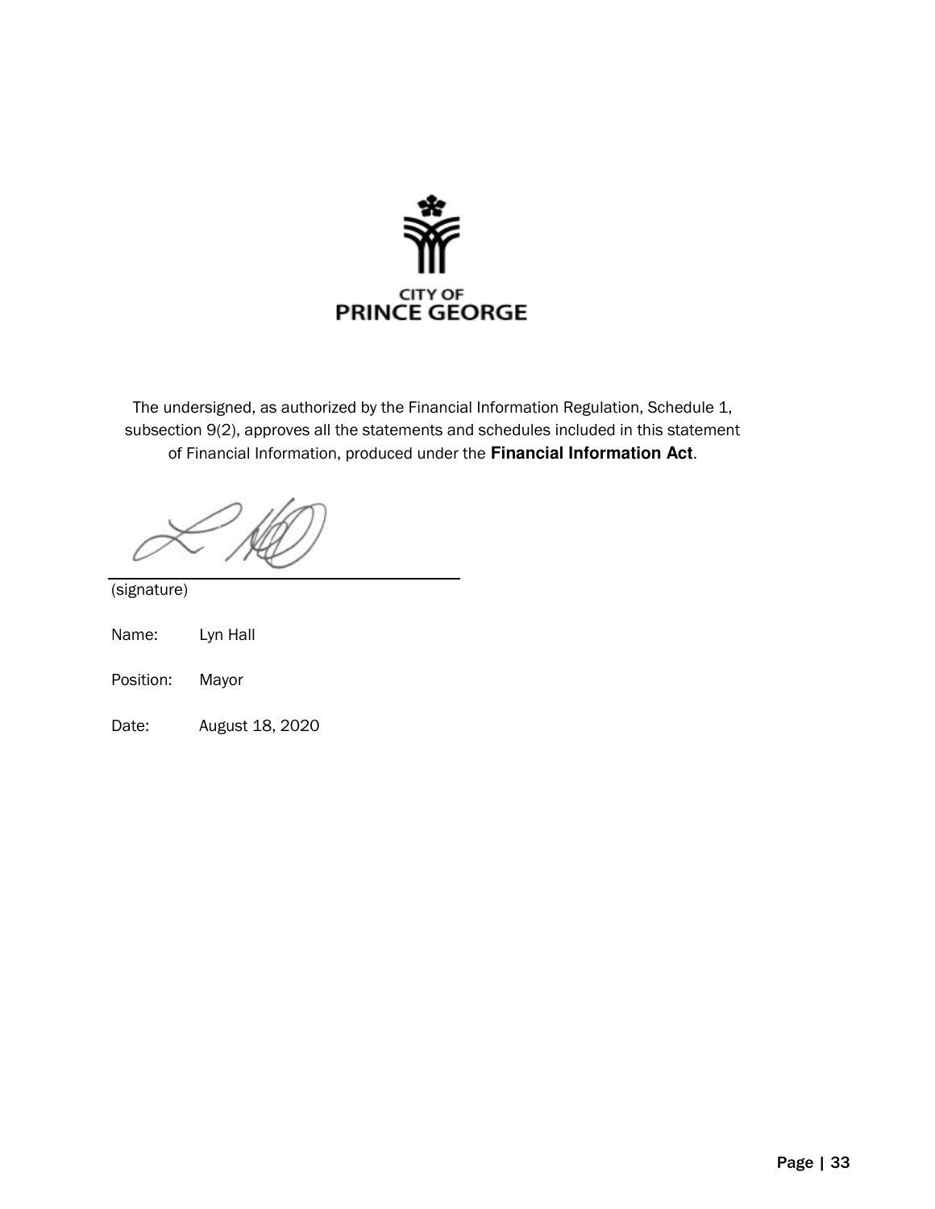CITY OF
**PRINCE GEORGE**

The undersigned, as authorized by the Financial Information Regulation, Schedule 1, subsection 9(2), approves all the statements and schedules included in this statement of Financial Information, produced under the **Financial Information Act**.

(signature)

Name: Lyn Hall

Position: Mayor

Date: August 18, 2020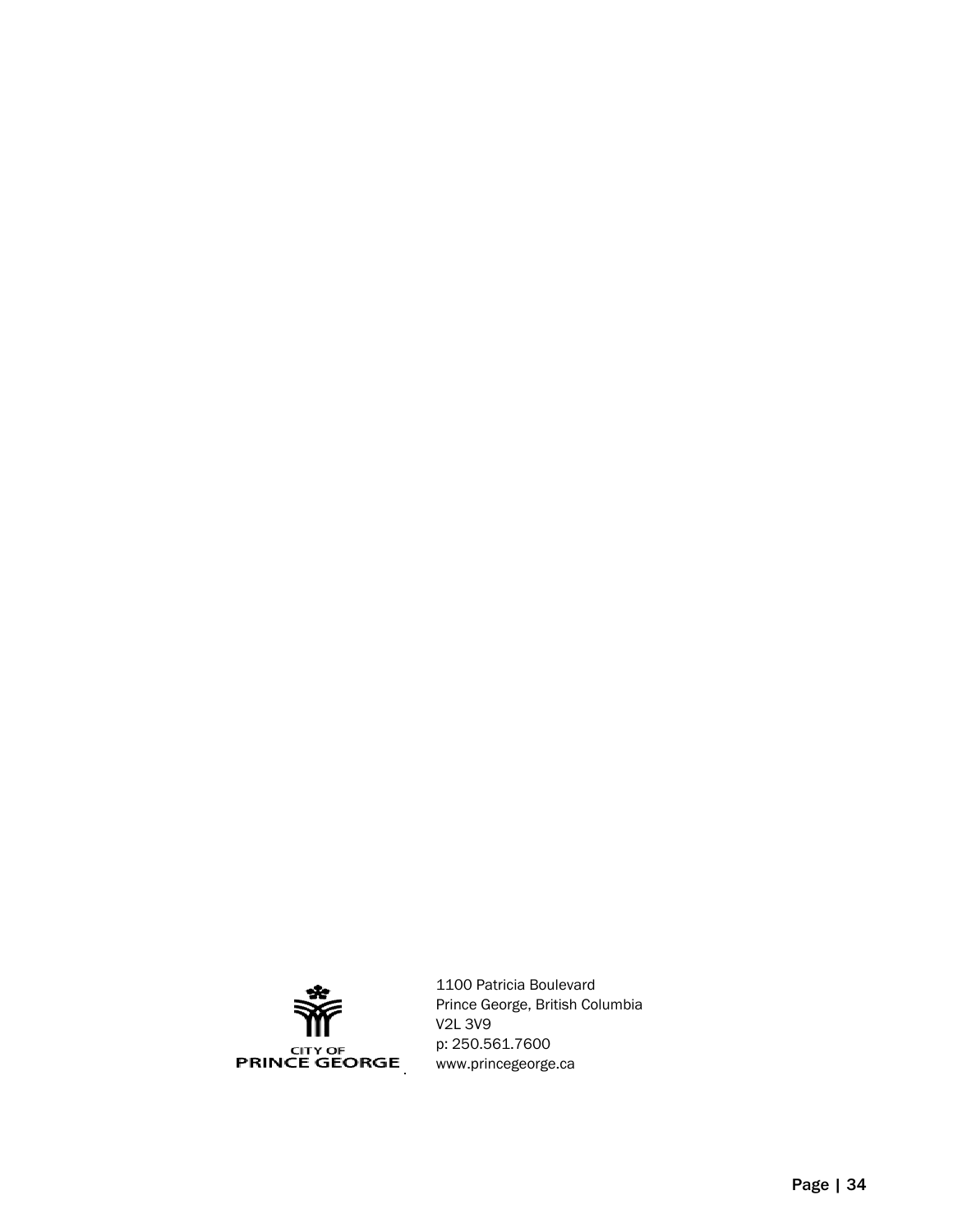CITY OF
PRINCE GEORGE

1100 Patricia Boulevard
Prince George, British Columbia
V2L 3V9
p: 250.561.7600
www.princegeorge.ca